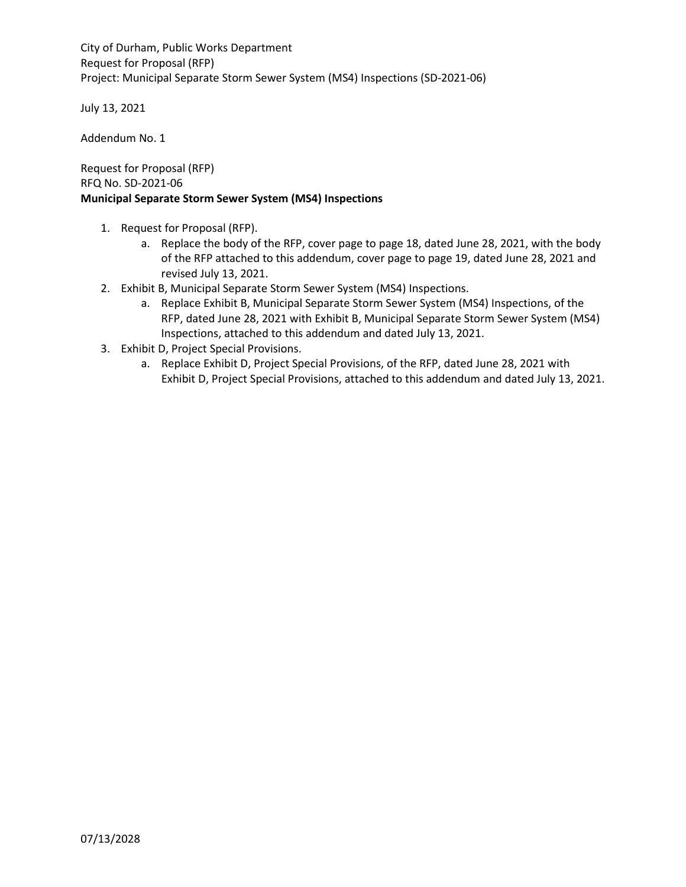City of Durham, Public Works Department
Request for Proposal (RFP)
Project: Municipal Separate Storm Sewer System (MS4) Inspections (SD-2021-06)

July 13, 2021

Addendum No. 1

Request for Proposal (RFP)
RFQ No. SD-2021-06
**Municipal Separate Storm Sewer System (MS4) Inspections**

1. Request for Proposal (RFP).
   a. Replace the body of the RFP, cover page to page 18, dated June 28, 2021, with the body of the RFP attached to this addendum, cover page to page 19, dated June 28, 2021 and revised July 13, 2021.
2. Exhibit B, Municipal Separate Storm Sewer System (MS4) Inspections.
   a. Replace Exhibit B, Municipal Separate Storm Sewer System (MS4) Inspections, of the RFP, dated June 28, 2021 with Exhibit B, Municipal Separate Storm Sewer System (MS4) Inspections, attached to this addendum and dated July 13, 2021.
3. Exhibit D, Project Special Provisions.
   a. Replace Exhibit D, Project Special Provisions, of the RFP, dated June 28, 2021 with Exhibit D, Project Special Provisions, attached to this addendum and dated July 13, 2021.

07/13/2028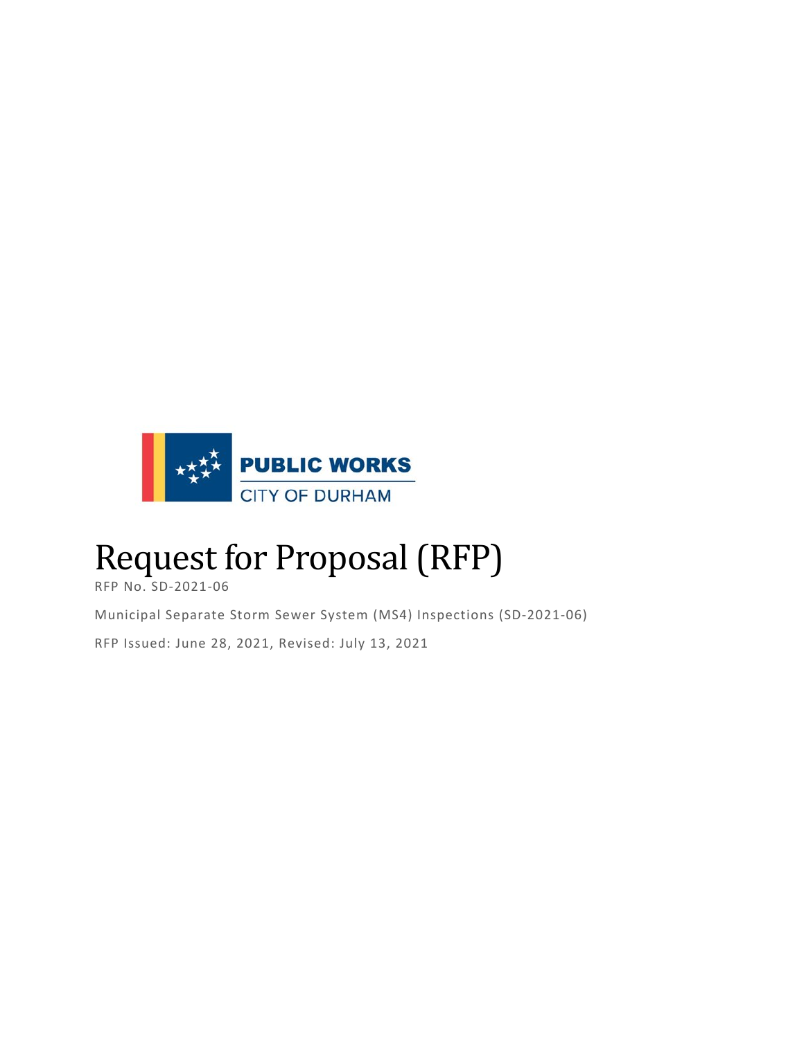PUBLIC WORKS

CITY OF DURHAM

# Request for Proposal (RFP)

RFP No. SD-2021-06

Municipal Separate Storm Sewer System (MS4) Inspections (SD-2021-06)

RFP Issued: June 28, 2021, Revised: July 13, 2021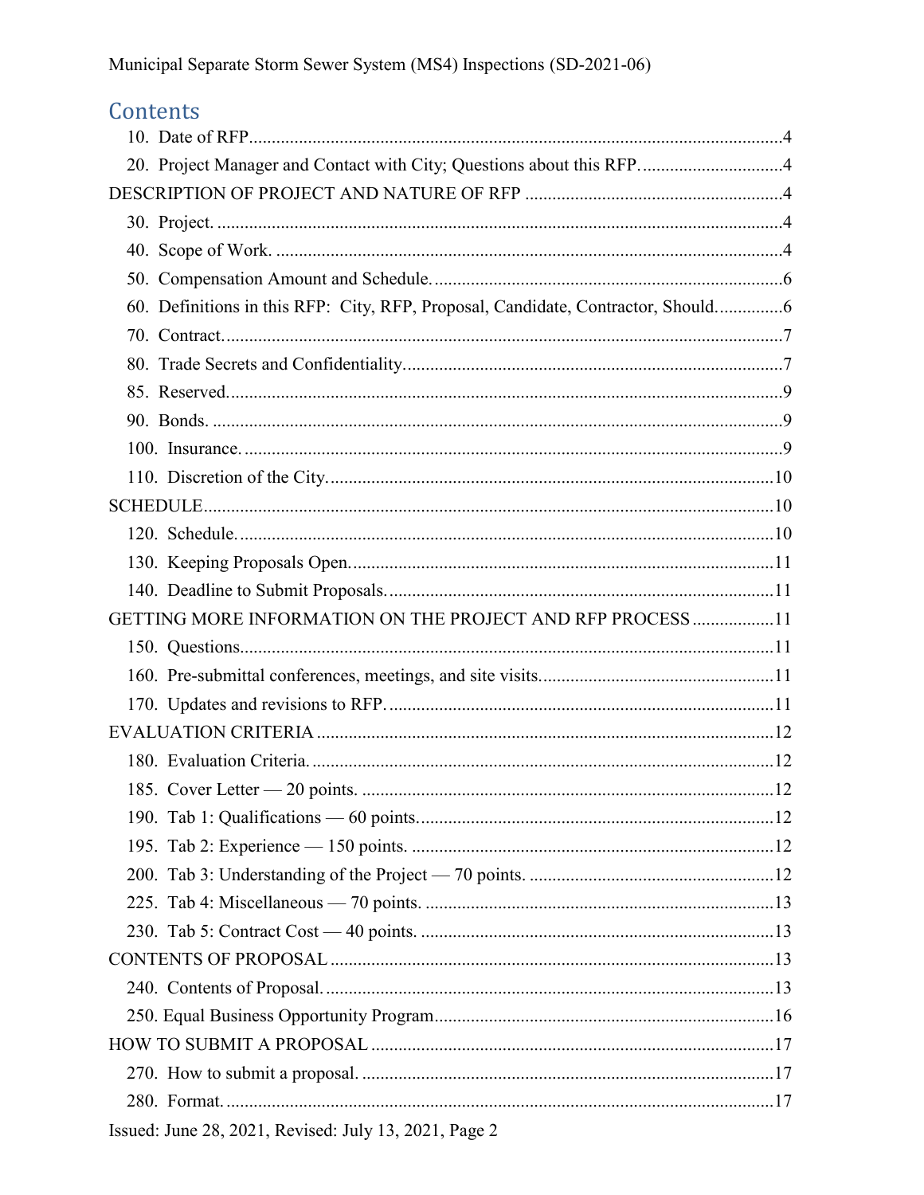# Contents

10. Date of RFP....4
20. Project Manager and Contact with City; Questions about this RFP....4

DESCRIPTION OF PROJECT AND NATURE OF RFP....4

30. Project....4
40. Scope of Work....4
50. Compensation Amount and Schedule....6
60. Definitions in this RFP: City, RFP, Proposal, Candidate, Contractor, Should....6
70. Contract....7
80. Trade Secrets and Confidentiality....7
85. Reserved....9
90. Bonds....9
100. Insurance....9
110. Discretion of the City....10

SCHEDULE....10

120. Schedule....10
130. Keeping Proposals Open....11
140. Deadline to Submit Proposals....11

GETTING MORE INFORMATION ON THE PROJECT AND RFP PROCESS....11

150. Questions....11
160. Pre-submittal conferences, meetings, and site visits....11
170. Updates and revisions to RFP....11

EVALUATION CRITERIA....12

180. Evaluation Criteria....12
185. Cover Letter — 20 points....12
190. Tab 1: Qualifications — 60 points....12
195. Tab 2: Experience — 150 points....12
200. Tab 3: Understanding of the Project — 70 points....12
225. Tab 4: Miscellaneous — 70 points....13
230. Tab 5: Contract Cost — 40 points....13

CONTENTS OF PROPOSAL....13

240. Contents of Proposal....13
250. Equal Business Opportunity Program....16

HOW TO SUBMIT A PROPOSAL....17

270. How to submit a proposal....17
280. Format....17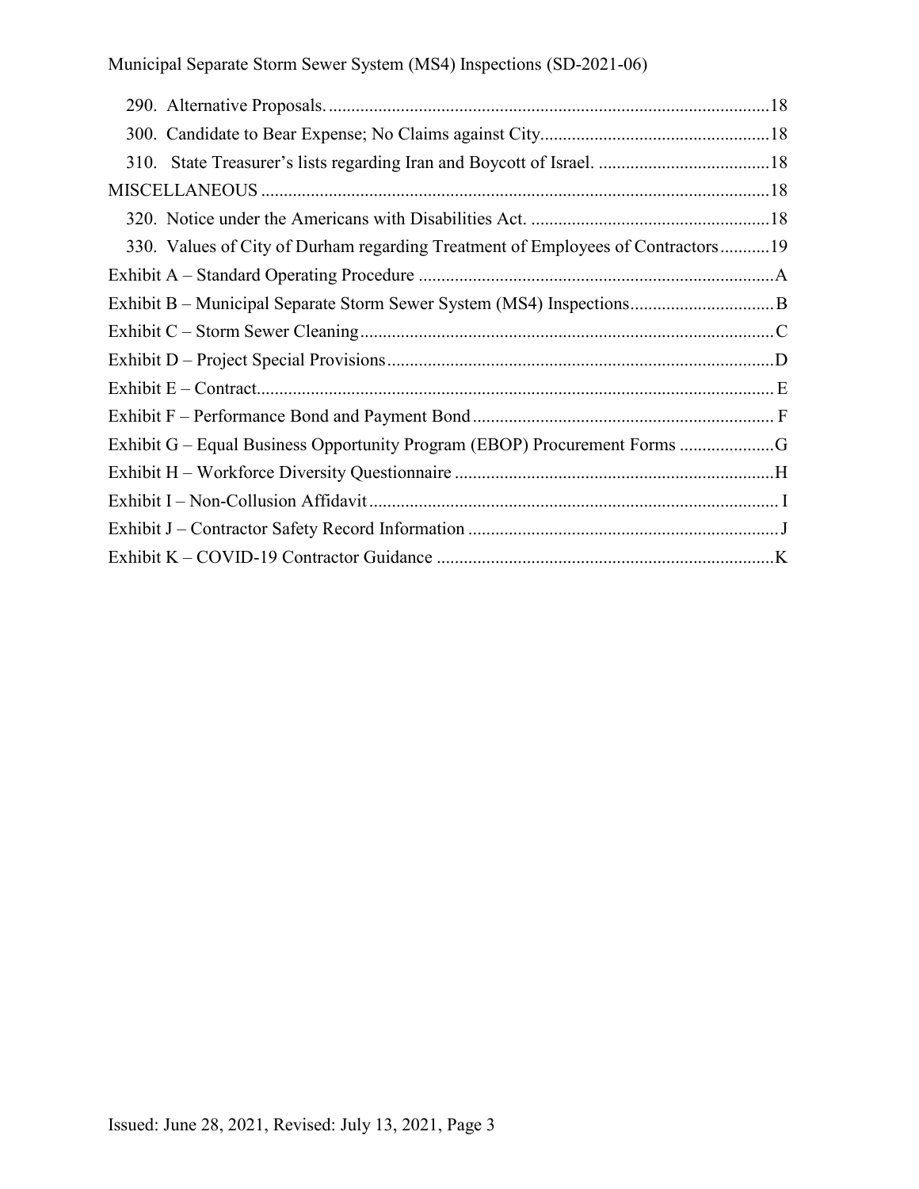290. Alternative Proposals. ....................................................................................................18

300. Candidate to Bear Expense; No Claims against City...................................................18

310. State Treasurer's lists regarding Iran and Boycott of Israel. ......................................18

MISCELLANEOUS ...................................................................................................................18

320. Notice under the Americans with Disabilities Act. .....................................................18

330. Values of City of Durham regarding Treatment of Employees of Contractors...........19

Exhibit A – Standard Operating Procedure ...............................................................................A

Exhibit B – Municipal Separate Storm Sewer System (MS4) Inspections................................B

Exhibit C – Storm Sewer Cleaning............................................................................................C

Exhibit D – Project Special Provisions......................................................................................D

Exhibit E – Contract.................................................................................................................. E

Exhibit F – Performance Bond and Payment Bond................................................................... F

Exhibit G – Equal Business Opportunity Program (EBOP) Procurement Forms .....................G

Exhibit H – Workforce Diversity Questionnaire .......................................................................H

Exhibit I – Non-Collusion Affidavit.......................................................................................... I

Exhibit J – Contractor Safety Record Information .....................................................................J

Exhibit K – COVID-19 Contractor Guidance ...........................................................................K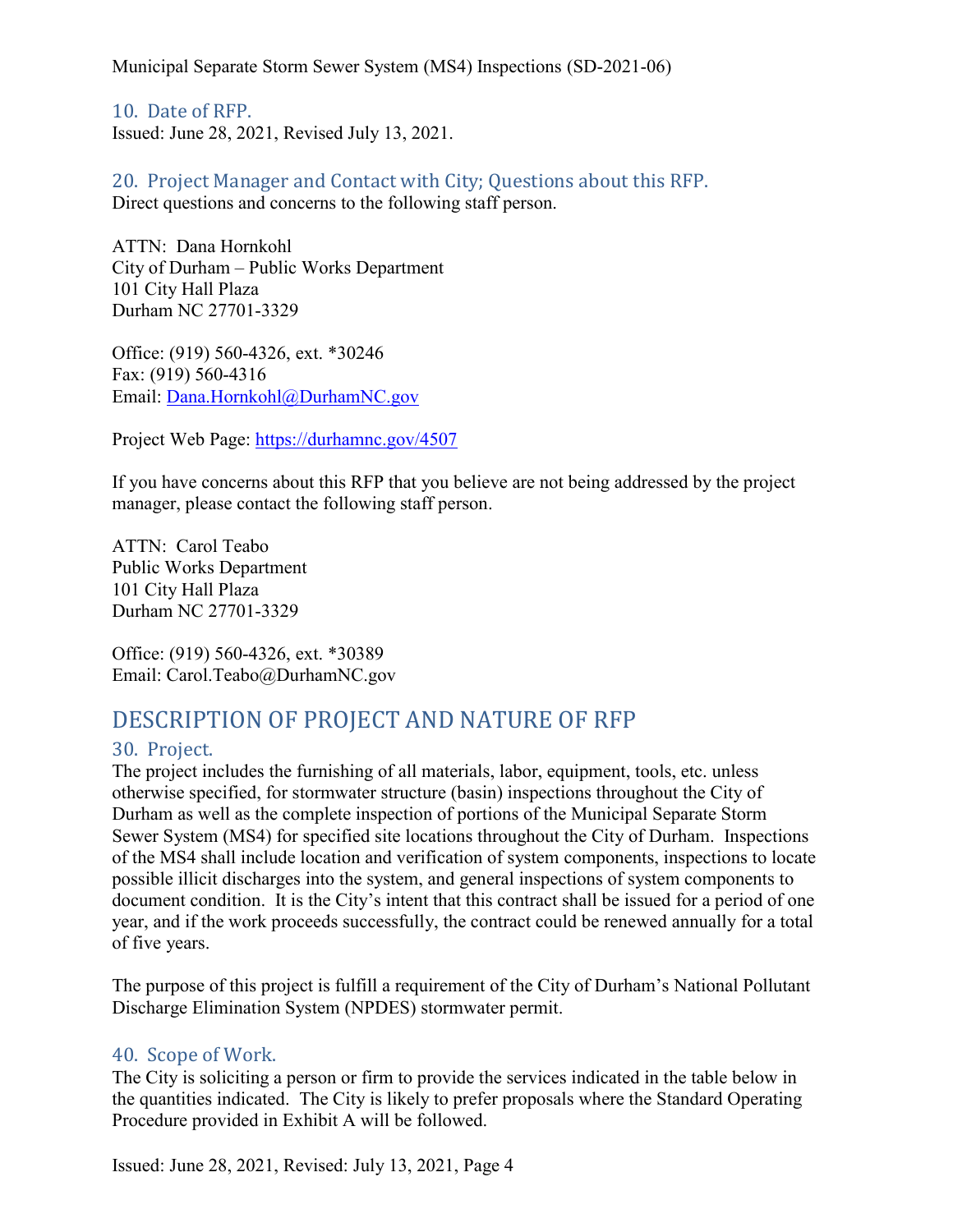### 10. Date of RFP.

Issued: June 28, 2021, Revised July 13, 2021.

### 20. Project Manager and Contact with City; Questions about this RFP.

Direct questions and concerns to the following staff person.

ATTN: Dana Hornkohl
City of Durham – Public Works Department
101 City Hall Plaza
Durham NC 27701-3329

Office: (919) 560-4326, ext. *30246
Fax: (919) 560-4316
Email: Dana.Hornkohl@DurhamNC.gov

Project Web Page: https://durhamnc.gov/4507

If you have concerns about this RFP that you believe are not being addressed by the project manager, please contact the following staff person.

ATTN: Carol Teabo
Public Works Department
101 City Hall Plaza
Durham NC 27701-3329

Office: (919) 560-4326, ext. *30389
Email: Carol.Teabo@DurhamNC.gov

## DESCRIPTION OF PROJECT AND NATURE OF RFP

### 30. Project.

The project includes the furnishing of all materials, labor, equipment, tools, etc. unless otherwise specified, for stormwater structure (basin) inspections throughout the City of Durham as well as the complete inspection of portions of the Municipal Separate Storm Sewer System (MS4) for specified site locations throughout the City of Durham. Inspections of the MS4 shall include location and verification of system components, inspections to locate possible illicit discharges into the system, and general inspections of system components to document condition. It is the City's intent that this contract shall be issued for a period of one year, and if the work proceeds successfully, the contract could be renewed annually for a total of five years.

The purpose of this project is fulfill a requirement of the City of Durham's National Pollutant Discharge Elimination System (NPDES) stormwater permit.

### 40. Scope of Work.

The City is soliciting a person or firm to provide the services indicated in the table below in the quantities indicated. The City is likely to prefer proposals where the Standard Operating Procedure provided in Exhibit A will be followed.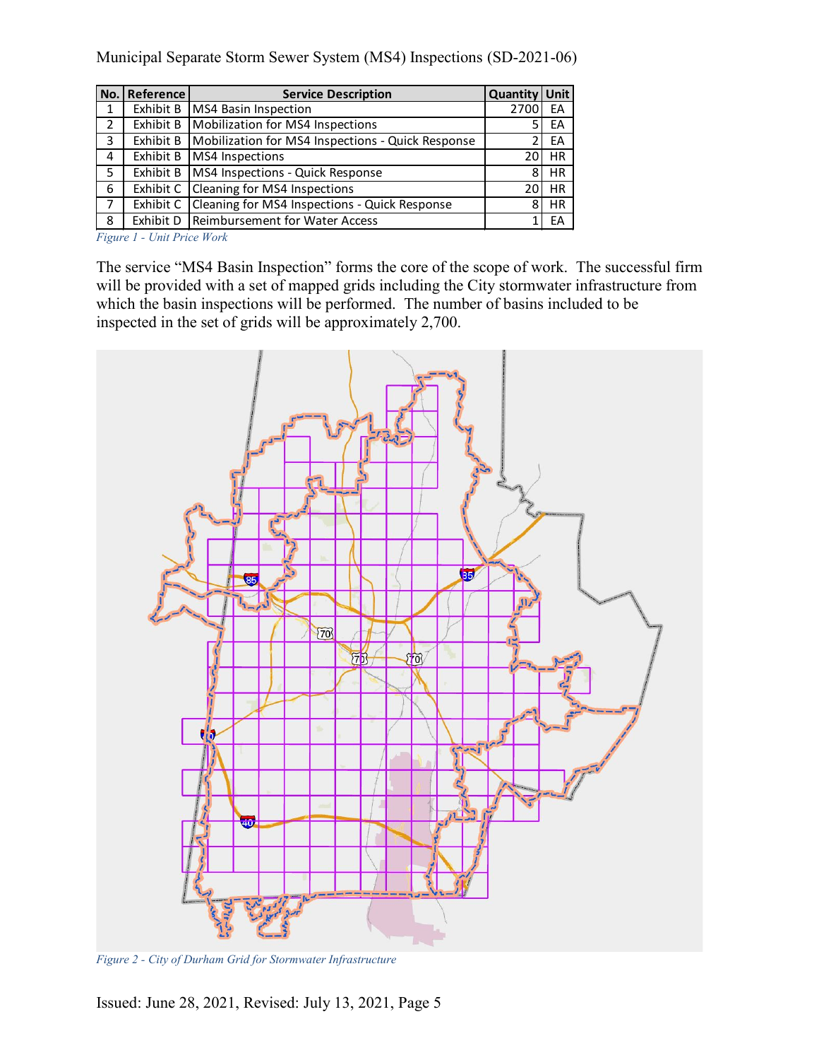| No. | Reference | Service Description | Quantity | Unit |
|---|---|---|---|---|
| 1 | Exhibit B | MS4 Basin Inspection | 2700 | EA |
| 2 | Exhibit B | Mobilization for MS4 Inspections | 5 | EA |
| 3 | Exhibit B | Mobilization for MS4 Inspections - Quick Response | 2 | EA |
| 4 | Exhibit B | MS4 Inspections | 20 | HR |
| 5 | Exhibit B | MS4 Inspections - Quick Response | 8 | HR |
| 6 | Exhibit C | Cleaning for MS4 Inspections | 20 | HR |
| 7 | Exhibit C | Cleaning for MS4 Inspections - Quick Response | 8 | HR |
| 8 | Exhibit D | Reimbursement for Water Access | 1 | EA |

*Figure 1 - Unit Price Work*

The service "MS4 Basin Inspection" forms the core of the scope of work. The successful firm will be provided with a set of mapped grids including the City stormwater infrastructure from which the basin inspections will be performed. The number of basins included to be inspected in the set of grids will be approximately 2,700.

*Figure 2 - City of Durham Grid for Stormwater Infrastructure*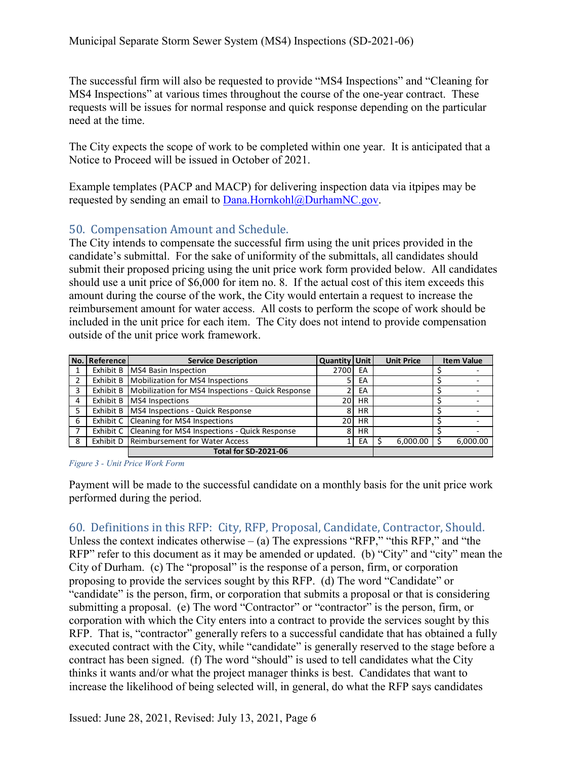The successful firm will also be requested to provide "MS4 Inspections" and "Cleaning for MS4 Inspections" at various times throughout the course of the one-year contract. These requests will be issues for normal response and quick response depending on the particular need at the time.

The City expects the scope of work to be completed within one year. It is anticipated that a Notice to Proceed will be issued in October of 2021.

Example templates (PACP and MACP) for delivering inspection data via itpipes may be requested by sending an email to Dana.Hornkohl@DurhamNC.gov.

## 50. Compensation Amount and Schedule.

The City intends to compensate the successful firm using the unit prices provided in the candidate's submittal. For the sake of uniformity of the submittals, all candidates should submit their proposed pricing using the unit price work form provided below. All candidates should use a unit price of $6,000 for item no. 8. If the actual cost of this item exceeds this amount during the course of the work, the City would entertain a request to increase the reimbursement amount for water access. All costs to perform the scope of work should be included in the unit price for each item. The City does not intend to provide compensation outside of the unit price work framework.

| No. | Reference | Service Description | Quantity | Unit | Unit Price | Item Value |
|---|---|---|---|---|---|---|
| 1 | Exhibit B | MS4 Basin Inspection | 2700 | EA | | $ - |
| 2 | Exhibit B | Mobilization for MS4 Inspections | 5 | EA | | $ - |
| 3 | Exhibit B | Mobilization for MS4 Inspections - Quick Response | 2 | EA | | $ - |
| 4 | Exhibit B | MS4 Inspections | 20 | HR | | $ - |
| 5 | Exhibit B | MS4 Inspections - Quick Response | 8 | HR | | $ - |
| 6 | Exhibit C | Cleaning for MS4 Inspections | 20 | HR | | $ - |
| 7 | Exhibit C | Cleaning for MS4 Inspections - Quick Response | 8 | HR | | $ - |
| 8 | Exhibit D | Reimbursement for Water Access | 1 | EA | $ 6,000.00 | $ 6,000.00 |
| | | **Total for SD-2021-06** | | | | |

*Figure 3 - Unit Price Work Form*

Payment will be made to the successful candidate on a monthly basis for the unit price work performed during the period.

## 60. Definitions in this RFP: City, RFP, Proposal, Candidate, Contractor, Should.

Unless the context indicates otherwise – (a) The expressions "RFP," "this RFP," and "the RFP" refer to this document as it may be amended or updated. (b) "City" and "city" mean the City of Durham. (c) The "proposal" is the response of a person, firm, or corporation proposing to provide the services sought by this RFP. (d) The word "Candidate" or "candidate" is the person, firm, or corporation that submits a proposal or that is considering submitting a proposal. (e) The word "Contractor" or "contractor" is the person, firm, or corporation with which the City enters into a contract to provide the services sought by this RFP. That is, "contractor" generally refers to a successful candidate that has obtained a fully executed contract with the City, while "candidate" is generally reserved to the stage before a contract has been signed. (f) The word "should" is used to tell candidates what the City thinks it wants and/or what the project manager thinks is best. Candidates that want to increase the likelihood of being selected will, in general, do what the RFP says candidates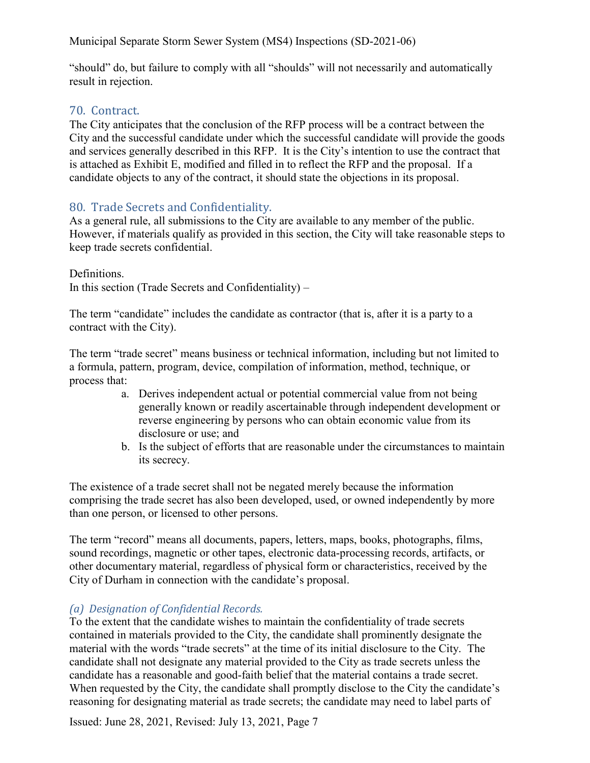"should" do, but failure to comply with all "shoulds" will not necessarily and automatically result in rejection.

## 70. Contract.

The City anticipates that the conclusion of the RFP process will be a contract between the City and the successful candidate under which the successful candidate will provide the goods and services generally described in this RFP. It is the City's intention to use the contract that is attached as Exhibit E, modified and filled in to reflect the RFP and the proposal. If a candidate objects to any of the contract, it should state the objections in its proposal.

## 80. Trade Secrets and Confidentiality.

As a general rule, all submissions to the City are available to any member of the public. However, if materials qualify as provided in this section, the City will take reasonable steps to keep trade secrets confidential.

Definitions.
In this section (Trade Secrets and Confidentiality) –

The term "candidate" includes the candidate as contractor (that is, after it is a party to a contract with the City).

The term "trade secret" means business or technical information, including but not limited to a formula, pattern, program, device, compilation of information, method, technique, or process that:

a. Derives independent actual or potential commercial value from not being generally known or readily ascertainable through independent development or reverse engineering by persons who can obtain economic value from its disclosure or use; and
b. Is the subject of efforts that are reasonable under the circumstances to maintain its secrecy.

The existence of a trade secret shall not be negated merely because the information comprising the trade secret has also been developed, used, or owned independently by more than one person, or licensed to other persons.

The term "record" means all documents, papers, letters, maps, books, photographs, films, sound recordings, magnetic or other tapes, electronic data-processing records, artifacts, or other documentary material, regardless of physical form or characteristics, received by the City of Durham in connection with the candidate's proposal.

### *(a) Designation of Confidential Records.*

To the extent that the candidate wishes to maintain the confidentiality of trade secrets contained in materials provided to the City, the candidate shall prominently designate the material with the words "trade secrets" at the time of its initial disclosure to the City. The candidate shall not designate any material provided to the City as trade secrets unless the candidate has a reasonable and good-faith belief that the material contains a trade secret. When requested by the City, the candidate shall promptly disclose to the City the candidate's reasoning for designating material as trade secrets; the candidate may need to label parts of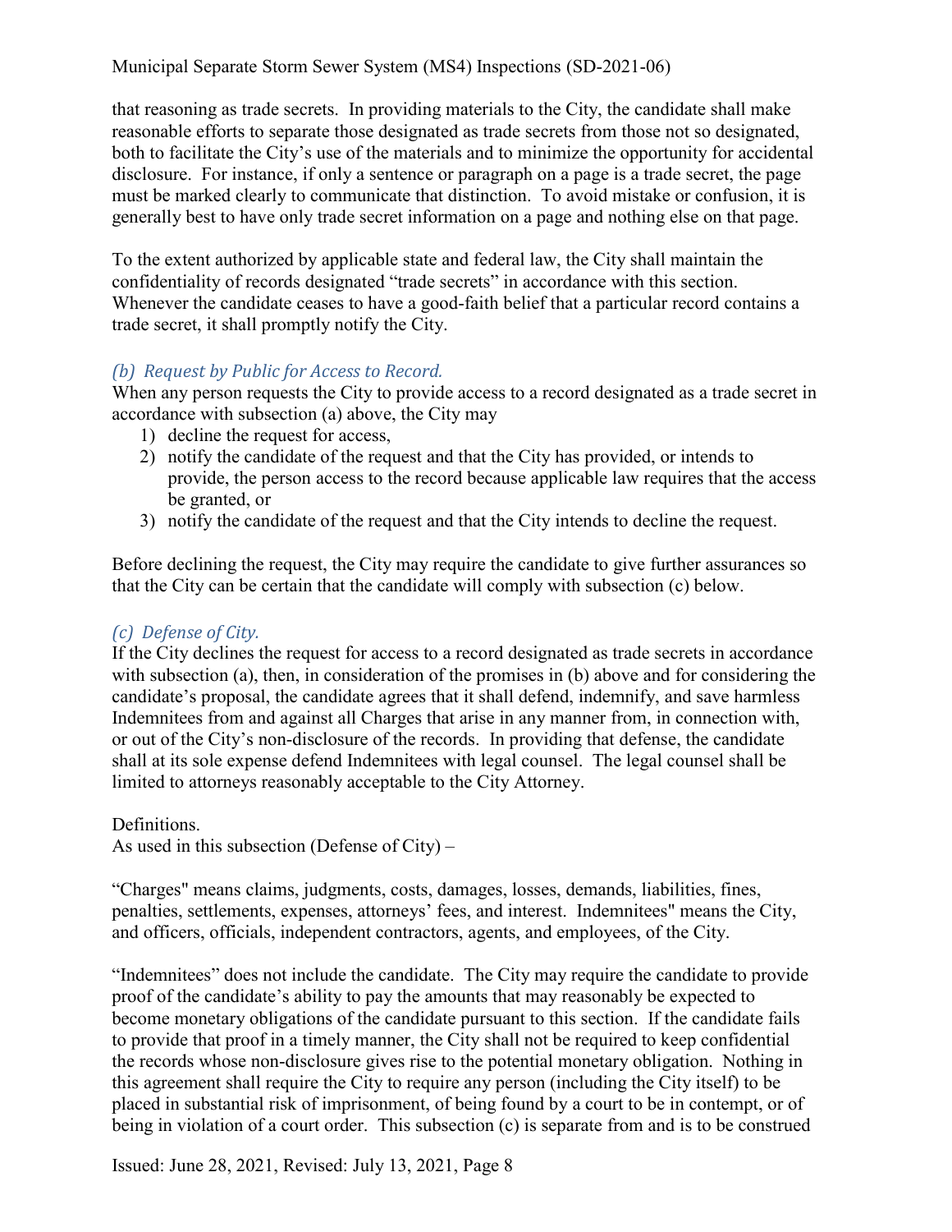that reasoning as trade secrets. In providing materials to the City, the candidate shall make reasonable efforts to separate those designated as trade secrets from those not so designated, both to facilitate the City's use of the materials and to minimize the opportunity for accidental disclosure. For instance, if only a sentence or paragraph on a page is a trade secret, the page must be marked clearly to communicate that distinction. To avoid mistake or confusion, it is generally best to have only trade secret information on a page and nothing else on that page.

To the extent authorized by applicable state and federal law, the City shall maintain the confidentiality of records designated "trade secrets" in accordance with this section. Whenever the candidate ceases to have a good-faith belief that a particular record contains a trade secret, it shall promptly notify the City.

### *(b) Request by Public for Access to Record.*

When any person requests the City to provide access to a record designated as a trade secret in accordance with subsection (a) above, the City may

1) decline the request for access,
2) notify the candidate of the request and that the City has provided, or intends to provide, the person access to the record because applicable law requires that the access be granted, or
3) notify the candidate of the request and that the City intends to decline the request.

Before declining the request, the City may require the candidate to give further assurances so that the City can be certain that the candidate will comply with subsection (c) below.

### *(c) Defense of City.*

If the City declines the request for access to a record designated as trade secrets in accordance with subsection (a), then, in consideration of the promises in (b) above and for considering the candidate's proposal, the candidate agrees that it shall defend, indemnify, and save harmless Indemnitees from and against all Charges that arise in any manner from, in connection with, or out of the City's non-disclosure of the records. In providing that defense, the candidate shall at its sole expense defend Indemnitees with legal counsel. The legal counsel shall be limited to attorneys reasonably acceptable to the City Attorney.

Definitions.
As used in this subsection (Defense of City) –

"Charges" means claims, judgments, costs, damages, losses, demands, liabilities, fines, penalties, settlements, expenses, attorneys' fees, and interest. Indemnitees" means the City, and officers, officials, independent contractors, agents, and employees, of the City.

"Indemnitees" does not include the candidate. The City may require the candidate to provide proof of the candidate's ability to pay the amounts that may reasonably be expected to become monetary obligations of the candidate pursuant to this section. If the candidate fails to provide that proof in a timely manner, the City shall not be required to keep confidential the records whose non-disclosure gives rise to the potential monetary obligation. Nothing in this agreement shall require the City to require any person (including the City itself) to be placed in substantial risk of imprisonment, of being found by a court to be in contempt, or of being in violation of a court order. This subsection (c) is separate from and is to be construed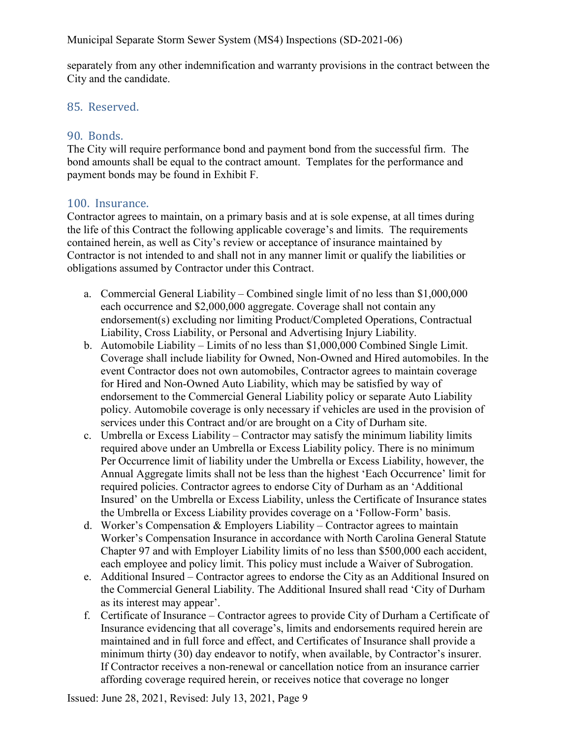separately from any other indemnification and warranty provisions in the contract between the City and the candidate.

## 85. Reserved.

## 90. Bonds.

The City will require performance bond and payment bond from the successful firm. The bond amounts shall be equal to the contract amount. Templates for the performance and payment bonds may be found in Exhibit F.

## 100. Insurance.

Contractor agrees to maintain, on a primary basis and at is sole expense, at all times during the life of this Contract the following applicable coverage's and limits. The requirements contained herein, as well as City's review or acceptance of insurance maintained by Contractor is not intended to and shall not in any manner limit or qualify the liabilities or obligations assumed by Contractor under this Contract.

a. Commercial General Liability – Combined single limit of no less than $1,000,000 each occurrence and $2,000,000 aggregate. Coverage shall not contain any endorsement(s) excluding nor limiting Product/Completed Operations, Contractual Liability, Cross Liability, or Personal and Advertising Injury Liability.
b. Automobile Liability – Limits of no less than $1,000,000 Combined Single Limit. Coverage shall include liability for Owned, Non-Owned and Hired automobiles. In the event Contractor does not own automobiles, Contractor agrees to maintain coverage for Hired and Non-Owned Auto Liability, which may be satisfied by way of endorsement to the Commercial General Liability policy or separate Auto Liability policy. Automobile coverage is only necessary if vehicles are used in the provision of services under this Contract and/or are brought on a City of Durham site.
c. Umbrella or Excess Liability – Contractor may satisfy the minimum liability limits required above under an Umbrella or Excess Liability policy. There is no minimum Per Occurrence limit of liability under the Umbrella or Excess Liability, however, the Annual Aggregate limits shall not be less than the highest 'Each Occurrence' limit for required policies. Contractor agrees to endorse City of Durham as an 'Additional Insured' on the Umbrella or Excess Liability, unless the Certificate of Insurance states the Umbrella or Excess Liability provides coverage on a 'Follow-Form' basis.
d. Worker's Compensation & Employers Liability – Contractor agrees to maintain Worker's Compensation Insurance in accordance with North Carolina General Statute Chapter 97 and with Employer Liability limits of no less than $500,000 each accident, each employee and policy limit. This policy must include a Waiver of Subrogation.
e. Additional Insured – Contractor agrees to endorse the City as an Additional Insured on the Commercial General Liability. The Additional Insured shall read 'City of Durham as its interest may appear'.
f. Certificate of Insurance – Contractor agrees to provide City of Durham a Certificate of Insurance evidencing that all coverage's, limits and endorsements required herein are maintained and in full force and effect, and Certificates of Insurance shall provide a minimum thirty (30) day endeavor to notify, when available, by Contractor's insurer. If Contractor receives a non-renewal or cancellation notice from an insurance carrier affording coverage required herein, or receives notice that coverage no longer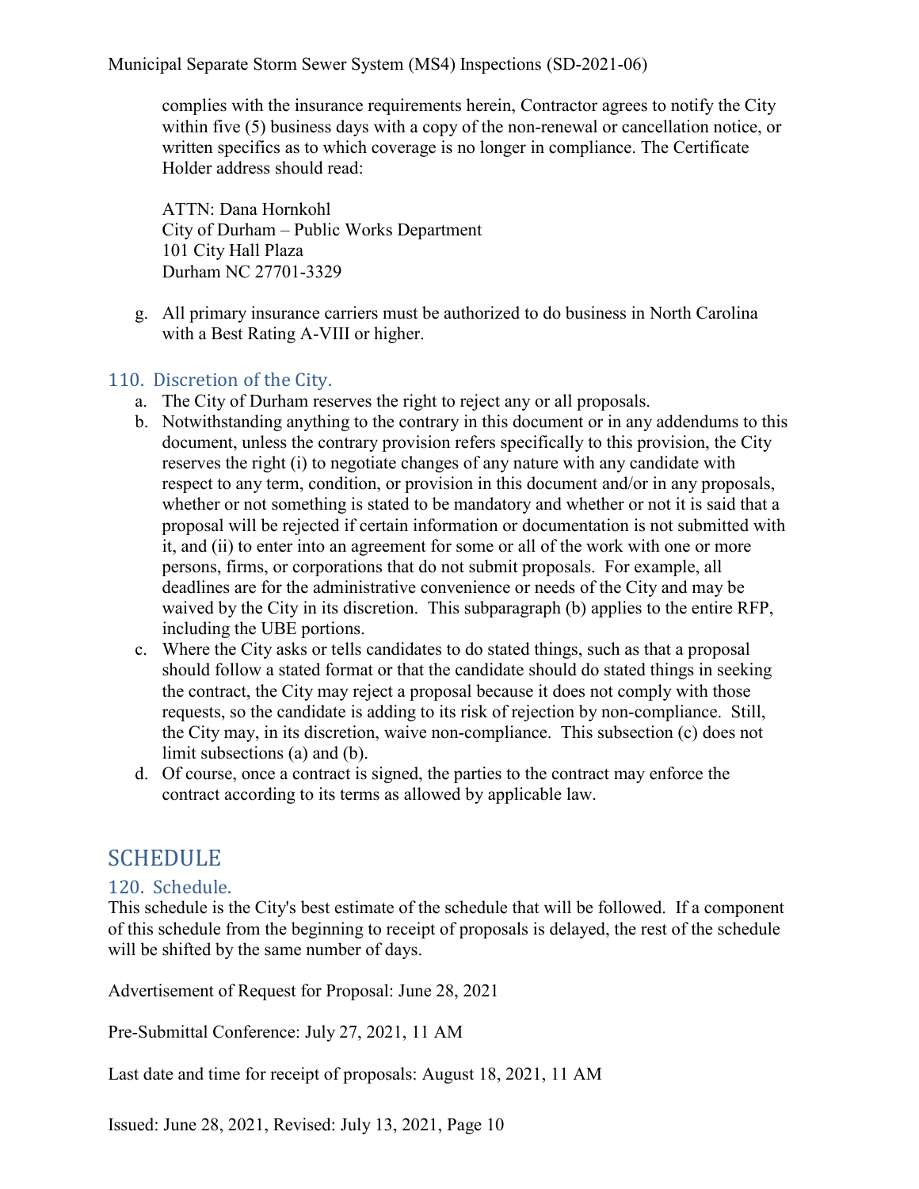complies with the insurance requirements herein, Contractor agrees to notify the City within five (5) business days with a copy of the non-renewal or cancellation notice, or written specifics as to which coverage is no longer in compliance. The Certificate Holder address should read:

ATTN: Dana Hornkohl
City of Durham – Public Works Department
101 City Hall Plaza
Durham NC 27701-3329

g. All primary insurance carriers must be authorized to do business in North Carolina with a Best Rating A-VIII or higher.

### 110. Discretion of the City.

a. The City of Durham reserves the right to reject any or all proposals.
b. Notwithstanding anything to the contrary in this document or in any addendums to this document, unless the contrary provision refers specifically to this provision, the City reserves the right (i) to negotiate changes of any nature with any candidate with respect to any term, condition, or provision in this document and/or in any proposals, whether or not something is stated to be mandatory and whether or not it is said that a proposal will be rejected if certain information or documentation is not submitted with it, and (ii) to enter into an agreement for some or all of the work with one or more persons, firms, or corporations that do not submit proposals. For example, all deadlines are for the administrative convenience or needs of the City and may be waived by the City in its discretion. This subparagraph (b) applies to the entire RFP, including the UBE portions.
c. Where the City asks or tells candidates to do stated things, such as that a proposal should follow a stated format or that the candidate should do stated things in seeking the contract, the City may reject a proposal because it does not comply with those requests, so the candidate is adding to its risk of rejection by non-compliance. Still, the City may, in its discretion, waive non-compliance. This subsection (c) does not limit subsections (a) and (b).
d. Of course, once a contract is signed, the parties to the contract may enforce the contract according to its terms as allowed by applicable law.

## SCHEDULE

### 120. Schedule.

This schedule is the City's best estimate of the schedule that will be followed. If a component of this schedule from the beginning to receipt of proposals is delayed, the rest of the schedule will be shifted by the same number of days.

Advertisement of Request for Proposal: June 28, 2021

Pre-Submittal Conference: July 27, 2021, 11 AM

Last date and time for receipt of proposals: August 18, 2021, 11 AM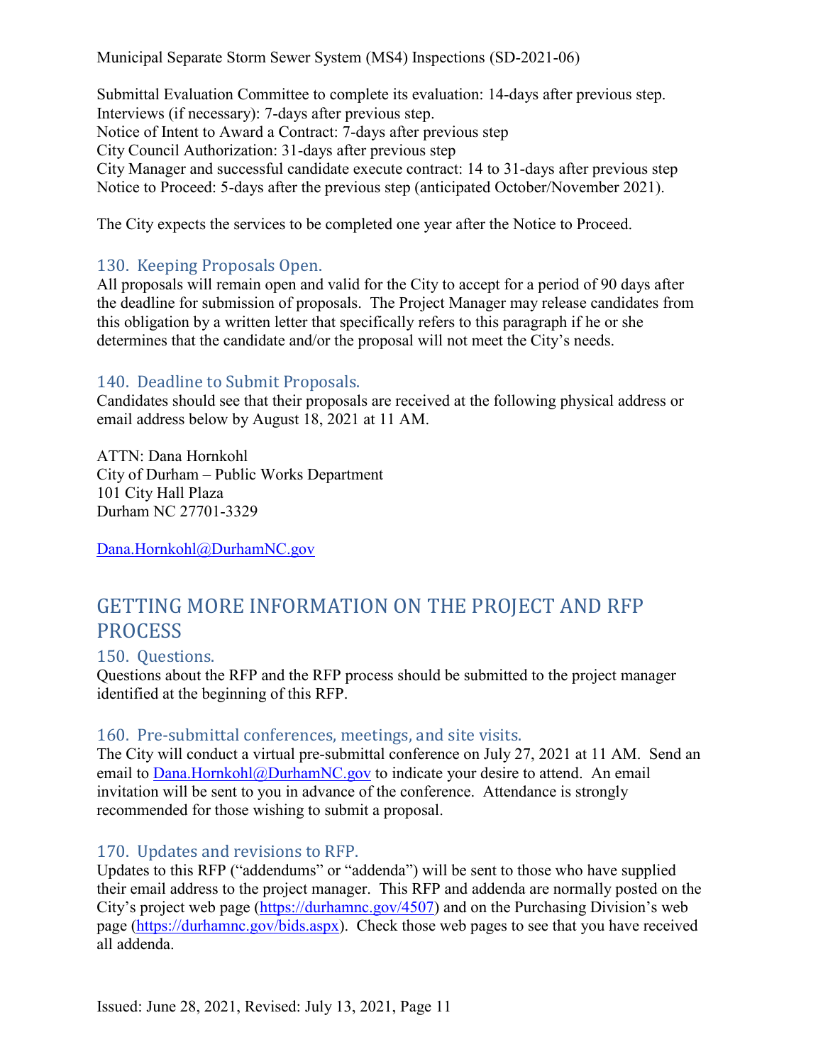Submittal Evaluation Committee to complete its evaluation: 14-days after previous step.
Interviews (if necessary): 7-days after previous step.
Notice of Intent to Award a Contract: 7-days after previous step
City Council Authorization: 31-days after previous step
City Manager and successful candidate execute contract: 14 to 31-days after previous step
Notice to Proceed: 5-days after the previous step (anticipated October/November 2021).

The City expects the services to be completed one year after the Notice to Proceed.

### 130. Keeping Proposals Open.

All proposals will remain open and valid for the City to accept for a period of 90 days after the deadline for submission of proposals. The Project Manager may release candidates from this obligation by a written letter that specifically refers to this paragraph if he or she determines that the candidate and/or the proposal will not meet the City's needs.

### 140. Deadline to Submit Proposals.

Candidates should see that their proposals are received at the following physical address or email address below by August 18, 2021 at 11 AM.

ATTN: Dana Hornkohl
City of Durham – Public Works Department
101 City Hall Plaza
Durham NC 27701-3329

Dana.Hornkohl@DurhamNC.gov

## GETTING MORE INFORMATION ON THE PROJECT AND RFP PROCESS

### 150. Questions.

Questions about the RFP and the RFP process should be submitted to the project manager identified at the beginning of this RFP.

### 160. Pre-submittal conferences, meetings, and site visits.

The City will conduct a virtual pre-submittal conference on July 27, 2021 at 11 AM. Send an email to Dana.Hornkohl@DurhamNC.gov to indicate your desire to attend. An email invitation will be sent to you in advance of the conference. Attendance is strongly recommended for those wishing to submit a proposal.

### 170. Updates and revisions to RFP.

Updates to this RFP ("addendums" or "addenda") will be sent to those who have supplied their email address to the project manager. This RFP and addenda are normally posted on the City's project web page (https://durhamnc.gov/4507) and on the Purchasing Division's web page (https://durhamnc.gov/bids.aspx). Check those web pages to see that you have received all addenda.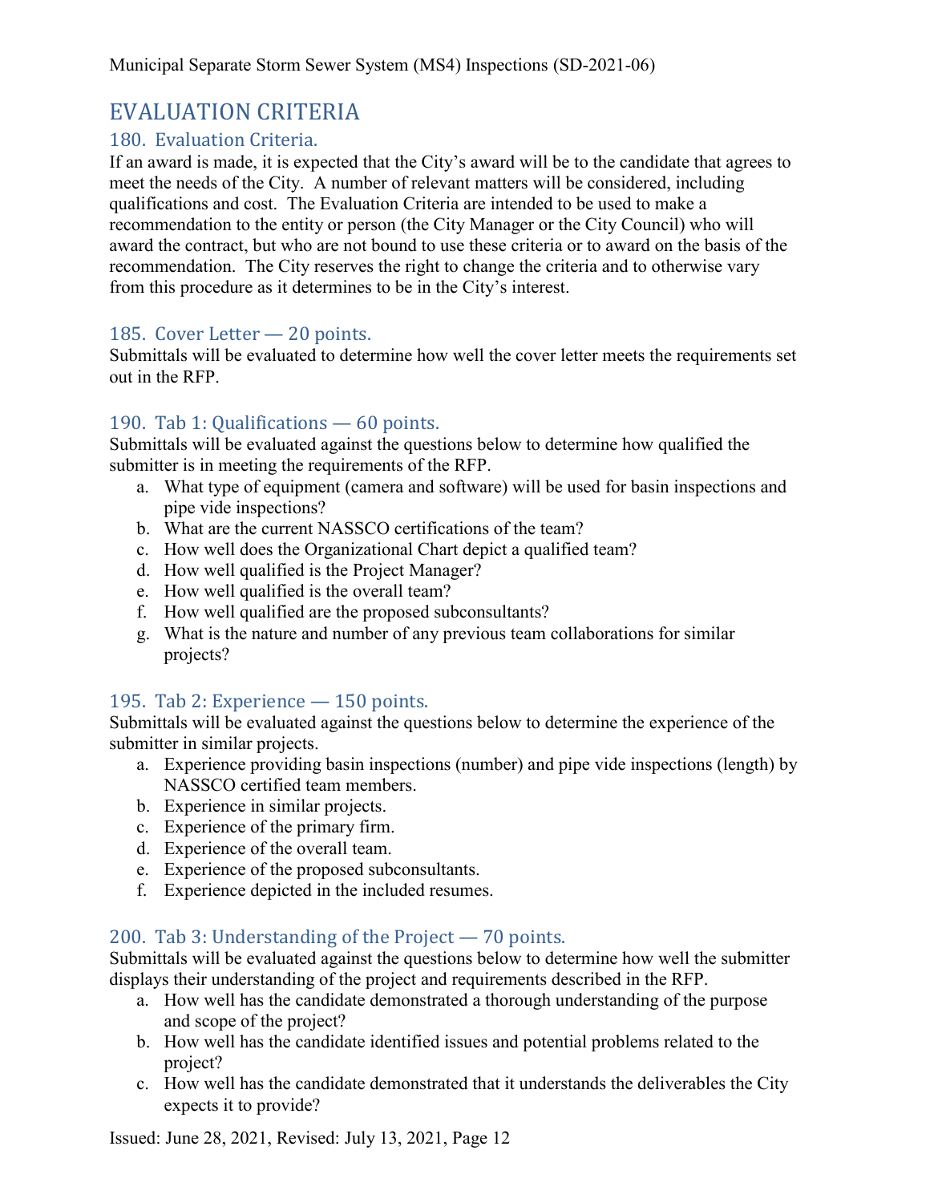# EVALUATION CRITERIA

## 180. Evaluation Criteria.

If an award is made, it is expected that the City's award will be to the candidate that agrees to meet the needs of the City. A number of relevant matters will be considered, including qualifications and cost. The Evaluation Criteria are intended to be used to make a recommendation to the entity or person (the City Manager or the City Council) who will award the contract, but who are not bound to use these criteria or to award on the basis of the recommendation. The City reserves the right to change the criteria and to otherwise vary from this procedure as it determines to be in the City's interest.

## 185. Cover Letter — 20 points.

Submittals will be evaluated to determine how well the cover letter meets the requirements set out in the RFP.

## 190. Tab 1: Qualifications — 60 points.

Submittals will be evaluated against the questions below to determine how qualified the submitter is in meeting the requirements of the RFP.

a. What type of equipment (camera and software) will be used for basin inspections and pipe vide inspections?
b. What are the current NASSCO certifications of the team?
c. How well does the Organizational Chart depict a qualified team?
d. How well qualified is the Project Manager?
e. How well qualified is the overall team?
f. How well qualified are the proposed subconsultants?
g. What is the nature and number of any previous team collaborations for similar projects?

## 195. Tab 2: Experience — 150 points.

Submittals will be evaluated against the questions below to determine the experience of the submitter in similar projects.

a. Experience providing basin inspections (number) and pipe vide inspections (length) by NASSCO certified team members.
b. Experience in similar projects.
c. Experience of the primary firm.
d. Experience of the overall team.
e. Experience of the proposed subconsultants.
f. Experience depicted in the included resumes.

## 200. Tab 3: Understanding of the Project — 70 points.

Submittals will be evaluated against the questions below to determine how well the submitter displays their understanding of the project and requirements described in the RFP.

a. How well has the candidate demonstrated a thorough understanding of the purpose and scope of the project?
b. How well has the candidate identified issues and potential problems related to the project?
c. How well has the candidate demonstrated that it understands the deliverables the City expects it to provide?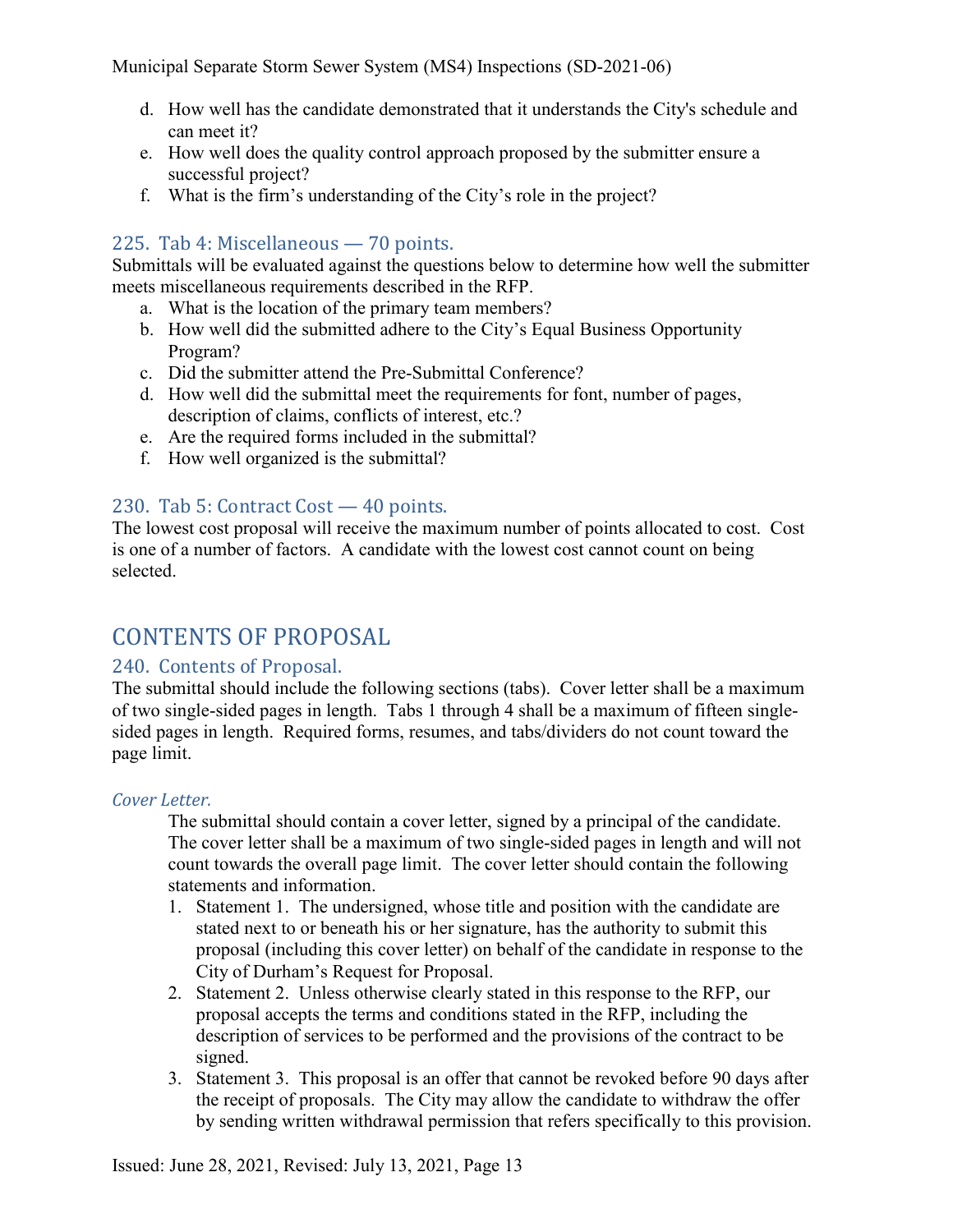d. How well has the candidate demonstrated that it understands the City's schedule and can meet it?
e. How well does the quality control approach proposed by the submitter ensure a successful project?
f. What is the firm's understanding of the City's role in the project?

### 225. Tab 4: Miscellaneous — 70 points.

Submittals will be evaluated against the questions below to determine how well the submitter meets miscellaneous requirements described in the RFP.

a. What is the location of the primary team members?
b. How well did the submitted adhere to the City's Equal Business Opportunity Program?
c. Did the submitter attend the Pre-Submittal Conference?
d. How well did the submittal meet the requirements for font, number of pages, description of claims, conflicts of interest, etc.?
e. Are the required forms included in the submittal?
f. How well organized is the submittal?

### 230. Tab 5: Contract Cost — 40 points.

The lowest cost proposal will receive the maximum number of points allocated to cost. Cost is one of a number of factors. A candidate with the lowest cost cannot count on being selected.

## CONTENTS OF PROPOSAL

### 240. Contents of Proposal.

The submittal should include the following sections (tabs). Cover letter shall be a maximum of two single-sided pages in length. Tabs 1 through 4 shall be a maximum of fifteen single-sided pages in length. Required forms, resumes, and tabs/dividers do not count toward the page limit.

#### *Cover Letter.*

The submittal should contain a cover letter, signed by a principal of the candidate. The cover letter shall be a maximum of two single-sided pages in length and will not count towards the overall page limit. The cover letter should contain the following statements and information.

1. Statement 1. The undersigned, whose title and position with the candidate are stated next to or beneath his or her signature, has the authority to submit this proposal (including this cover letter) on behalf of the candidate in response to the City of Durham's Request for Proposal.
2. Statement 2. Unless otherwise clearly stated in this response to the RFP, our proposal accepts the terms and conditions stated in the RFP, including the description of services to be performed and the provisions of the contract to be signed.
3. Statement 3. This proposal is an offer that cannot be revoked before 90 days after the receipt of proposals. The City may allow the candidate to withdraw the offer by sending written withdrawal permission that refers specifically to this provision.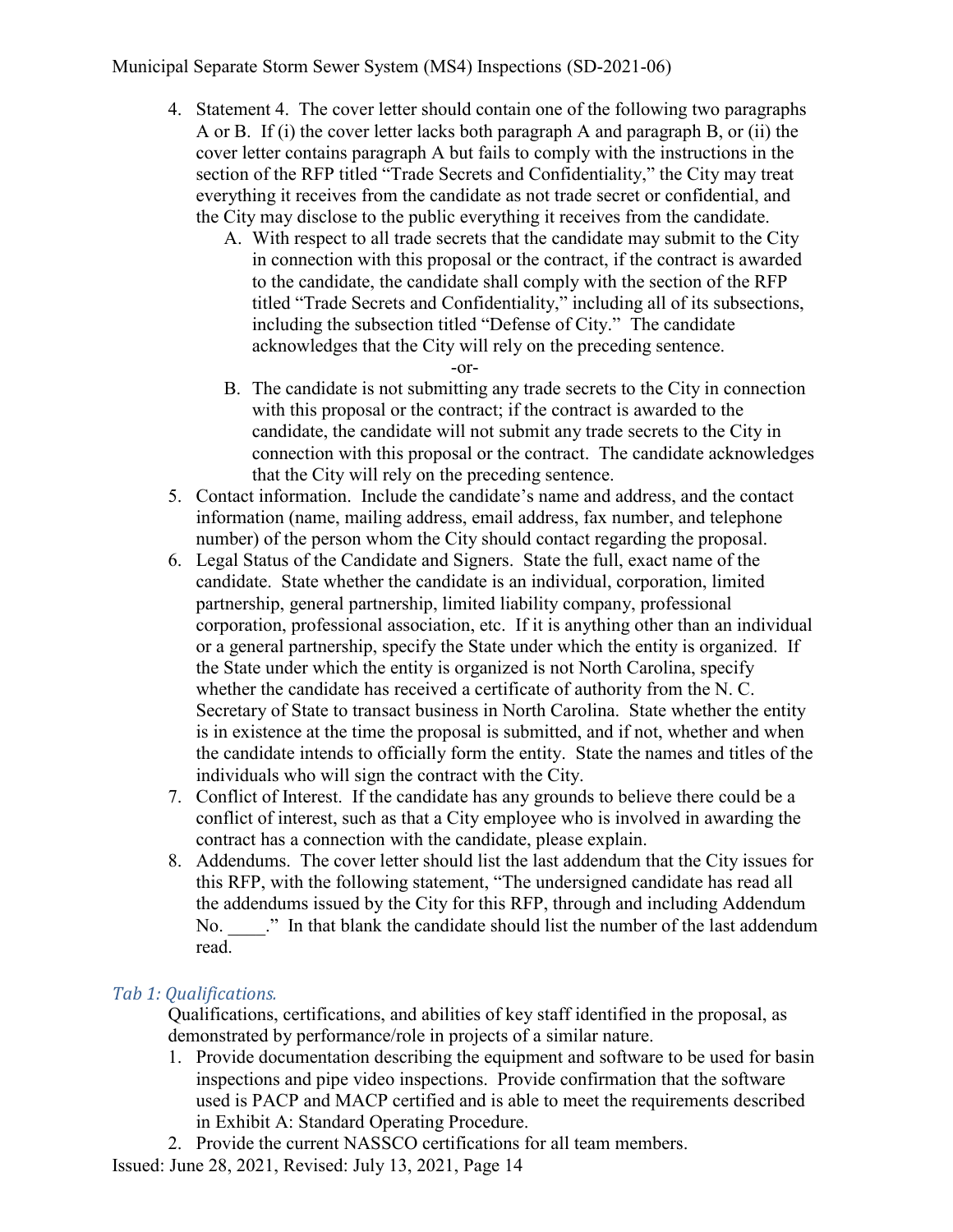4. Statement 4. The cover letter should contain one of the following two paragraphs A or B. If (i) the cover letter lacks both paragraph A and paragraph B, or (ii) the cover letter contains paragraph A but fails to comply with the instructions in the section of the RFP titled "Trade Secrets and Confidentiality," the City may treat everything it receives from the candidate as not trade secret or confidential, and the City may disclose to the public everything it receives from the candidate.
   A. With respect to all trade secrets that the candidate may submit to the City in connection with this proposal or the contract, if the contract is awarded to the candidate, the candidate shall comply with the section of the RFP titled "Trade Secrets and Confidentiality," including all of its subsections, including the subsection titled "Defense of City." The candidate acknowledges that the City will rely on the preceding sentence.

   -or-

   B. The candidate is not submitting any trade secrets to the City in connection with this proposal or the contract; if the contract is awarded to the candidate, the candidate will not submit any trade secrets to the City in connection with this proposal or the contract. The candidate acknowledges that the City will rely on the preceding sentence.
5. Contact information. Include the candidate's name and address, and the contact information (name, mailing address, email address, fax number, and telephone number) of the person whom the City should contact regarding the proposal.
6. Legal Status of the Candidate and Signers. State the full, exact name of the candidate. State whether the candidate is an individual, corporation, limited partnership, general partnership, limited liability company, professional corporation, professional association, etc. If it is anything other than an individual or a general partnership, specify the State under which the entity is organized. If the State under which the entity is organized is not North Carolina, specify whether the candidate has received a certificate of authority from the N. C. Secretary of State to transact business in North Carolina. State whether the entity is in existence at the time the proposal is submitted, and if not, whether and when the candidate intends to officially form the entity. State the names and titles of the individuals who will sign the contract with the City.
7. Conflict of Interest. If the candidate has any grounds to believe there could be a conflict of interest, such as that a City employee who is involved in awarding the contract has a connection with the candidate, please explain.
8. Addendums. The cover letter should list the last addendum that the City issues for this RFP, with the following statement, "The undersigned candidate has read all the addendums issued by the City for this RFP, through and including Addendum No. ____." In that blank the candidate should list the number of the last addendum read.

### *Tab 1: Qualifications.*

Qualifications, certifications, and abilities of key staff identified in the proposal, as demonstrated by performance/role in projects of a similar nature.

1. Provide documentation describing the equipment and software to be used for basin inspections and pipe video inspections. Provide confirmation that the software used is PACP and MACP certified and is able to meet the requirements described in Exhibit A: Standard Operating Procedure.
2. Provide the current NASSCO certifications for all team members.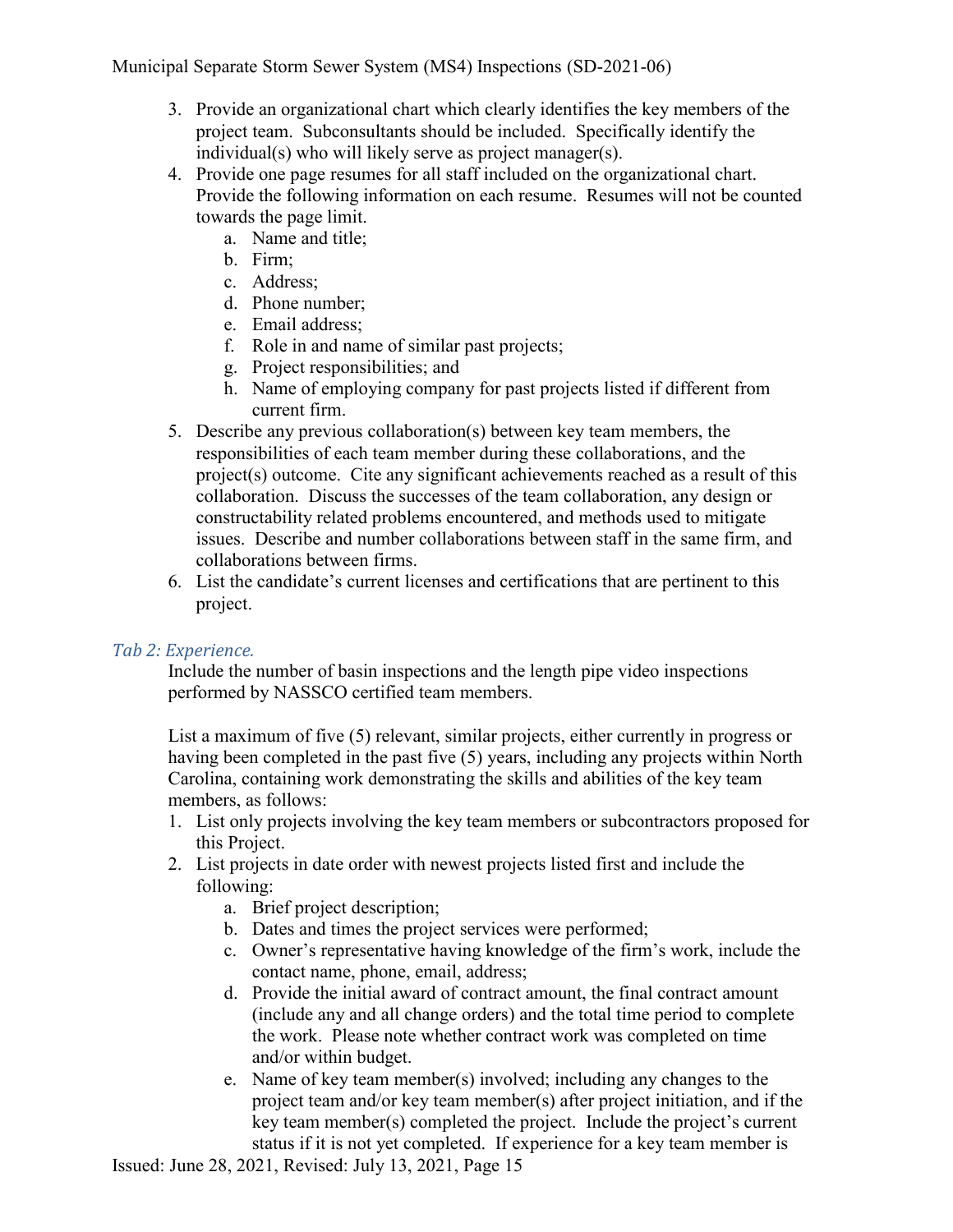3. Provide an organizational chart which clearly identifies the key members of the project team. Subconsultants should be included. Specifically identify the individual(s) who will likely serve as project manager(s).
4. Provide one page resumes for all staff included on the organizational chart. Provide the following information on each resume. Resumes will not be counted towards the page limit.
    a. Name and title;
    b. Firm;
    c. Address;
    d. Phone number;
    e. Email address;
    f. Role in and name of similar past projects;
    g. Project responsibilities; and
    h. Name of employing company for past projects listed if different from current firm.
5. Describe any previous collaboration(s) between key team members, the responsibilities of each team member during these collaborations, and the project(s) outcome. Cite any significant achievements reached as a result of this collaboration. Discuss the successes of the team collaboration, any design or constructability related problems encountered, and methods used to mitigate issues. Describe and number collaborations between staff in the same firm, and collaborations between firms.
6. List the candidate's current licenses and certifications that are pertinent to this project.

### *Tab 2: Experience.*

Include the number of basin inspections and the length pipe video inspections performed by NASSCO certified team members.

List a maximum of five (5) relevant, similar projects, either currently in progress or having been completed in the past five (5) years, including any projects within North Carolina, containing work demonstrating the skills and abilities of the key team members, as follows:

1. List only projects involving the key team members or subcontractors proposed for this Project.
2. List projects in date order with newest projects listed first and include the following:
    a. Brief project description;
    b. Dates and times the project services were performed;
    c. Owner's representative having knowledge of the firm's work, include the contact name, phone, email, address;
    d. Provide the initial award of contract amount, the final contract amount (include any and all change orders) and the total time period to complete the work. Please note whether contract work was completed on time and/or within budget.
    e. Name of key team member(s) involved; including any changes to the project team and/or key team member(s) after project initiation, and if the key team member(s) completed the project. Include the project's current status if it is not yet completed. If experience for a key team member is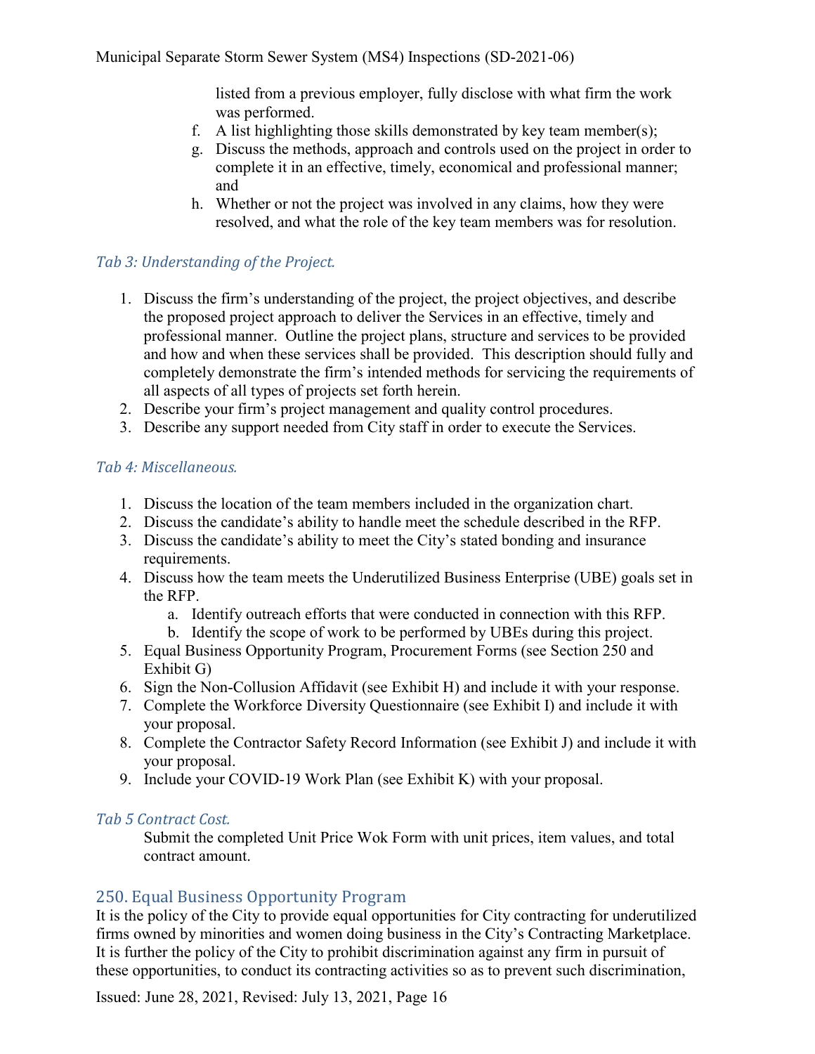listed from a previous employer, fully disclose with what firm the work was performed.

f. A list highlighting those skills demonstrated by key team member(s);
g. Discuss the methods, approach and controls used on the project in order to complete it in an effective, timely, economical and professional manner; and
h. Whether or not the project was involved in any claims, how they were resolved, and what the role of the key team members was for resolution.

### *Tab 3: Understanding of the Project.*

1. Discuss the firm's understanding of the project, the project objectives, and describe the proposed project approach to deliver the Services in an effective, timely and professional manner. Outline the project plans, structure and services to be provided and how and when these services shall be provided. This description should fully and completely demonstrate the firm's intended methods for servicing the requirements of all aspects of all types of projects set forth herein.
2. Describe your firm's project management and quality control procedures.
3. Describe any support needed from City staff in order to execute the Services.

### *Tab 4: Miscellaneous.*

1. Discuss the location of the team members included in the organization chart.
2. Discuss the candidate's ability to handle meet the schedule described in the RFP.
3. Discuss the candidate's ability to meet the City's stated bonding and insurance requirements.
4. Discuss how the team meets the Underutilized Business Enterprise (UBE) goals set in the RFP.
   a. Identify outreach efforts that were conducted in connection with this RFP.
   b. Identify the scope of work to be performed by UBEs during this project.
5. Equal Business Opportunity Program, Procurement Forms (see Section 250 and Exhibit G)
6. Sign the Non-Collusion Affidavit (see Exhibit H) and include it with your response.
7. Complete the Workforce Diversity Questionnaire (see Exhibit I) and include it with your proposal.
8. Complete the Contractor Safety Record Information (see Exhibit J) and include it with your proposal.
9. Include your COVID-19 Work Plan (see Exhibit K) with your proposal.

### *Tab 5 Contract Cost.*

Submit the completed Unit Price Wok Form with unit prices, item values, and total contract amount.

## 250. Equal Business Opportunity Program

It is the policy of the City to provide equal opportunities for City contracting for underutilized firms owned by minorities and women doing business in the City's Contracting Marketplace. It is further the policy of the City to prohibit discrimination against any firm in pursuit of these opportunities, to conduct its contracting activities so as to prevent such discrimination,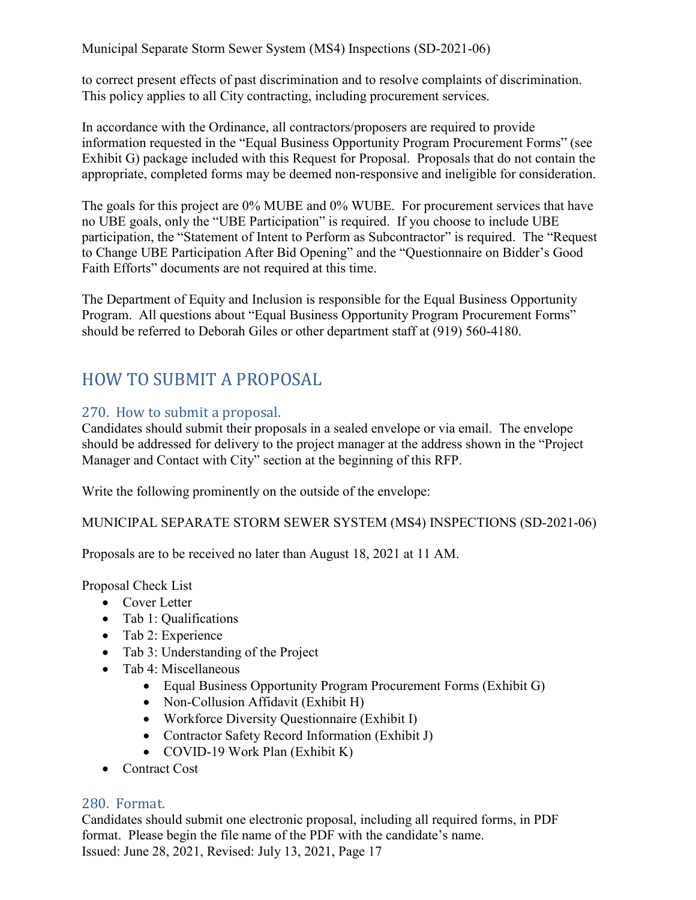to correct present effects of past discrimination and to resolve complaints of discrimination. This policy applies to all City contracting, including procurement services.

In accordance with the Ordinance, all contractors/proposers are required to provide information requested in the "Equal Business Opportunity Program Procurement Forms" (see Exhibit G) package included with this Request for Proposal. Proposals that do not contain the appropriate, completed forms may be deemed non-responsive and ineligible for consideration.

The goals for this project are 0% MUBE and 0% WUBE. For procurement services that have no UBE goals, only the "UBE Participation" is required. If you choose to include UBE participation, the "Statement of Intent to Perform as Subcontractor" is required. The "Request to Change UBE Participation After Bid Opening" and the "Questionnaire on Bidder's Good Faith Efforts" documents are not required at this time.

The Department of Equity and Inclusion is responsible for the Equal Business Opportunity Program. All questions about "Equal Business Opportunity Program Procurement Forms" should be referred to Deborah Giles or other department staff at (919) 560-4180.

# HOW TO SUBMIT A PROPOSAL

## 270. How to submit a proposal.

Candidates should submit their proposals in a sealed envelope or via email. The envelope should be addressed for delivery to the project manager at the address shown in the "Project Manager and Contact with City" section at the beginning of this RFP.

Write the following prominently on the outside of the envelope:

MUNICIPAL SEPARATE STORM SEWER SYSTEM (MS4) INSPECTIONS (SD-2021-06)

Proposals are to be received no later than August 18, 2021 at 11 AM.

Proposal Check List

- Cover Letter
- Tab 1: Qualifications
- Tab 2: Experience
- Tab 3: Understanding of the Project
- Tab 4: Miscellaneous
  - Equal Business Opportunity Program Procurement Forms (Exhibit G)
  - Non-Collusion Affidavit (Exhibit H)
  - Workforce Diversity Questionnaire (Exhibit I)
  - Contractor Safety Record Information (Exhibit J)
  - COVID-19 Work Plan (Exhibit K)
- Contract Cost

## 280. Format.

Candidates should submit one electronic proposal, including all required forms, in PDF format. Please begin the file name of the PDF with the candidate's name.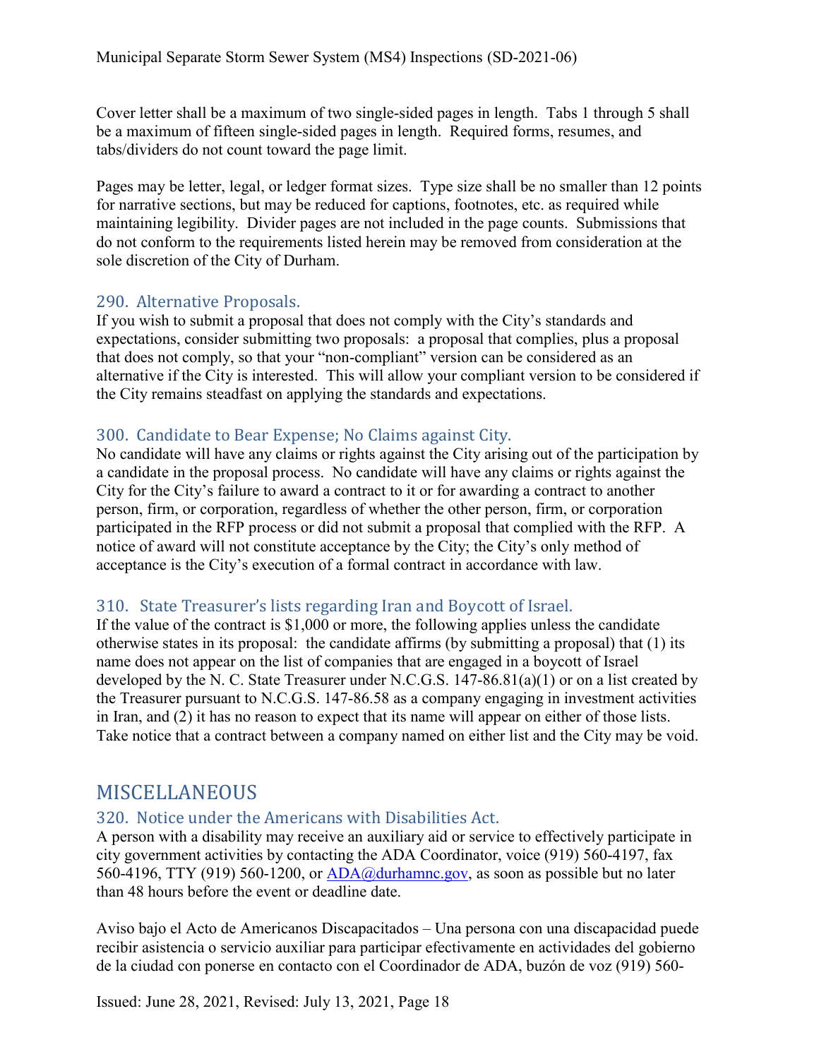Cover letter shall be a maximum of two single-sided pages in length. Tabs 1 through 5 shall be a maximum of fifteen single-sided pages in length. Required forms, resumes, and tabs/dividers do not count toward the page limit.

Pages may be letter, legal, or ledger format sizes. Type size shall be no smaller than 12 points for narrative sections, but may be reduced for captions, footnotes, etc. as required while maintaining legibility. Divider pages are not included in the page counts. Submissions that do not conform to the requirements listed herein may be removed from consideration at the sole discretion of the City of Durham.

### 290. Alternative Proposals.

If you wish to submit a proposal that does not comply with the City's standards and expectations, consider submitting two proposals: a proposal that complies, plus a proposal that does not comply, so that your "non-compliant" version can be considered as an alternative if the City is interested. This will allow your compliant version to be considered if the City remains steadfast on applying the standards and expectations.

### 300. Candidate to Bear Expense; No Claims against City.

No candidate will have any claims or rights against the City arising out of the participation by a candidate in the proposal process. No candidate will have any claims or rights against the City for the City's failure to award a contract to it or for awarding a contract to another person, firm, or corporation, regardless of whether the other person, firm, or corporation participated in the RFP process or did not submit a proposal that complied with the RFP. A notice of award will not constitute acceptance by the City; the City's only method of acceptance is the City's execution of a formal contract in accordance with law.

### 310. State Treasurer's lists regarding Iran and Boycott of Israel.

If the value of the contract is $1,000 or more, the following applies unless the candidate otherwise states in its proposal: the candidate affirms (by submitting a proposal) that (1) its name does not appear on the list of companies that are engaged in a boycott of Israel developed by the N. C. State Treasurer under N.C.G.S. 147-86.81(a)(1) or on a list created by the Treasurer pursuant to N.C.G.S. 147-86.58 as a company engaging in investment activities in Iran, and (2) it has no reason to expect that its name will appear on either of those lists. Take notice that a contract between a company named on either list and the City may be void.

## MISCELLANEOUS

### 320. Notice under the Americans with Disabilities Act.

A person with a disability may receive an auxiliary aid or service to effectively participate in city government activities by contacting the ADA Coordinator, voice (919) 560-4197, fax 560-4196, TTY (919) 560-1200, or ADA@durhamnc.gov, as soon as possible but no later than 48 hours before the event or deadline date.

Aviso bajo el Acto de Americanos Discapacitados – Una persona con una discapacidad puede recibir asistencia o servicio auxiliar para participar efectivamente en actividades del gobierno de la ciudad con ponerse en contacto con el Coordinador de ADA, buzón de voz (919) 560-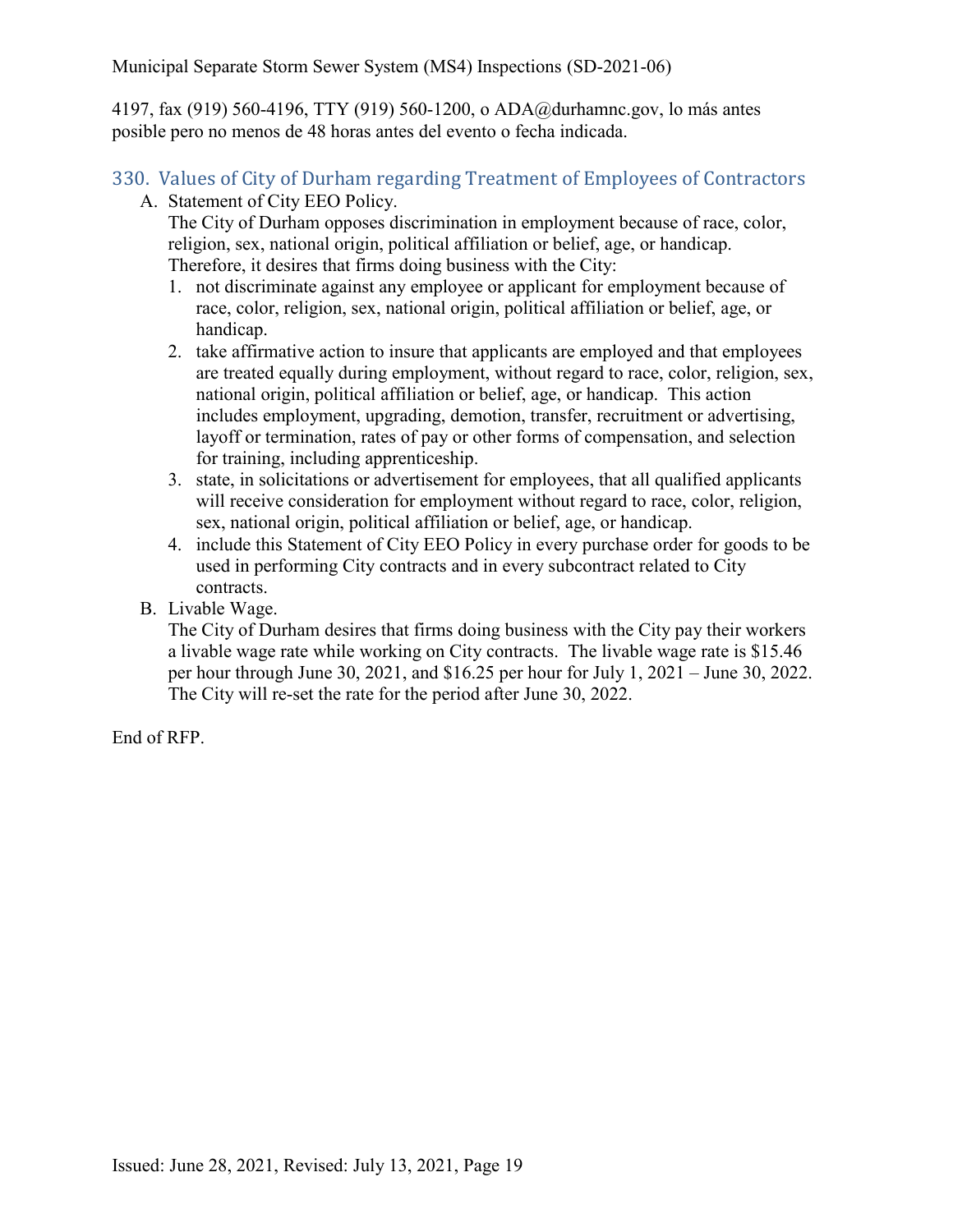4197, fax (919) 560-4196, TTY (919) 560-1200, o ADA@durhamnc.gov, lo más antes posible pero no menos de 48 horas antes del evento o fecha indicada.

## 330. Values of City of Durham regarding Treatment of Employees of Contractors

A. Statement of City EEO Policy.

The City of Durham opposes discrimination in employment because of race, color, religion, sex, national origin, political affiliation or belief, age, or handicap. Therefore, it desires that firms doing business with the City:

1. not discriminate against any employee or applicant for employment because of race, color, religion, sex, national origin, political affiliation or belief, age, or handicap.
2. take affirmative action to insure that applicants are employed and that employees are treated equally during employment, without regard to race, color, religion, sex, national origin, political affiliation or belief, age, or handicap. This action includes employment, upgrading, demotion, transfer, recruitment or advertising, layoff or termination, rates of pay or other forms of compensation, and selection for training, including apprenticeship.
3. state, in solicitations or advertisement for employees, that all qualified applicants will receive consideration for employment without regard to race, color, religion, sex, national origin, political affiliation or belief, age, or handicap.
4. include this Statement of City EEO Policy in every purchase order for goods to be used in performing City contracts and in every subcontract related to City contracts.

B. Livable Wage.

The City of Durham desires that firms doing business with the City pay their workers a livable wage rate while working on City contracts. The livable wage rate is $15.46 per hour through June 30, 2021, and $16.25 per hour for July 1, 2021 – June 30, 2022. The City will re-set the rate for the period after June 30, 2022.

End of RFP.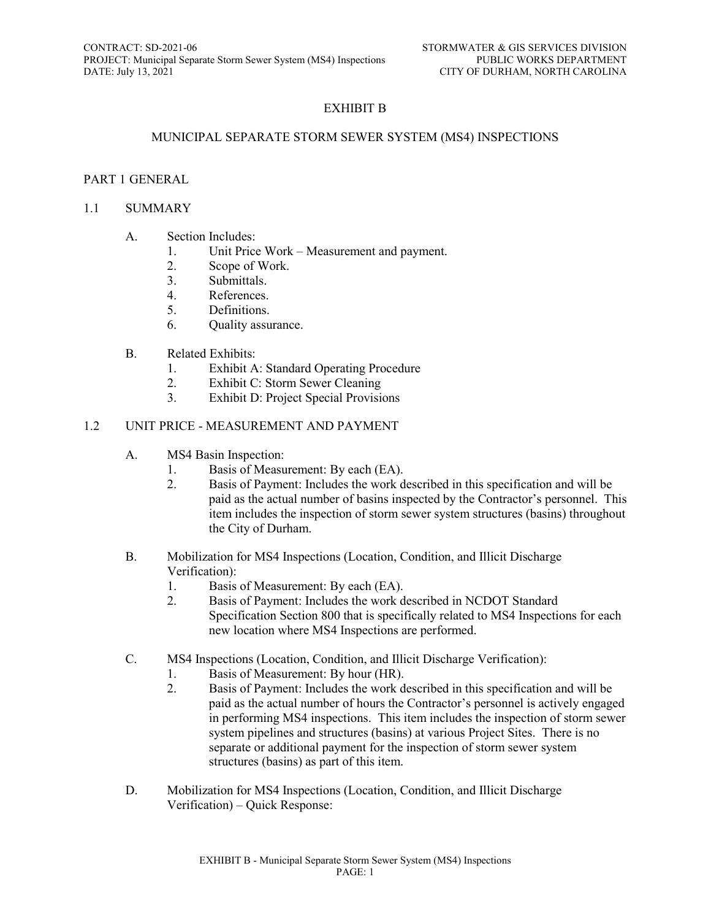# EXHIBIT B

## MUNICIPAL SEPARATE STORM SEWER SYSTEM (MS4) INSPECTIONS

## PART 1 GENERAL

### 1.1 SUMMARY

A. Section Includes:
   1. Unit Price Work – Measurement and payment.
   2. Scope of Work.
   3. Submittals.
   4. References.
   5. Definitions.
   6. Quality assurance.

B. Related Exhibits:
   1. Exhibit A: Standard Operating Procedure
   2. Exhibit C: Storm Sewer Cleaning
   3. Exhibit D: Project Special Provisions

### 1.2 UNIT PRICE - MEASUREMENT AND PAYMENT

A. MS4 Basin Inspection:
   1. Basis of Measurement: By each (EA).
   2. Basis of Payment: Includes the work described in this specification and will be paid as the actual number of basins inspected by the Contractor's personnel. This item includes the inspection of storm sewer system structures (basins) throughout the City of Durham.

B. Mobilization for MS4 Inspections (Location, Condition, and Illicit Discharge Verification):
   1. Basis of Measurement: By each (EA).
   2. Basis of Payment: Includes the work described in NCDOT Standard Specification Section 800 that is specifically related to MS4 Inspections for each new location where MS4 Inspections are performed.

C. MS4 Inspections (Location, Condition, and Illicit Discharge Verification):
   1. Basis of Measurement: By hour (HR).
   2. Basis of Payment: Includes the work described in this specification and will be paid as the actual number of hours the Contractor's personnel is actively engaged in performing MS4 inspections. This item includes the inspection of storm sewer system pipelines and structures (basins) at various Project Sites. There is no separate or additional payment for the inspection of storm sewer system structures (basins) as part of this item.

D. Mobilization for MS4 Inspections (Location, Condition, and Illicit Discharge Verification) – Quick Response: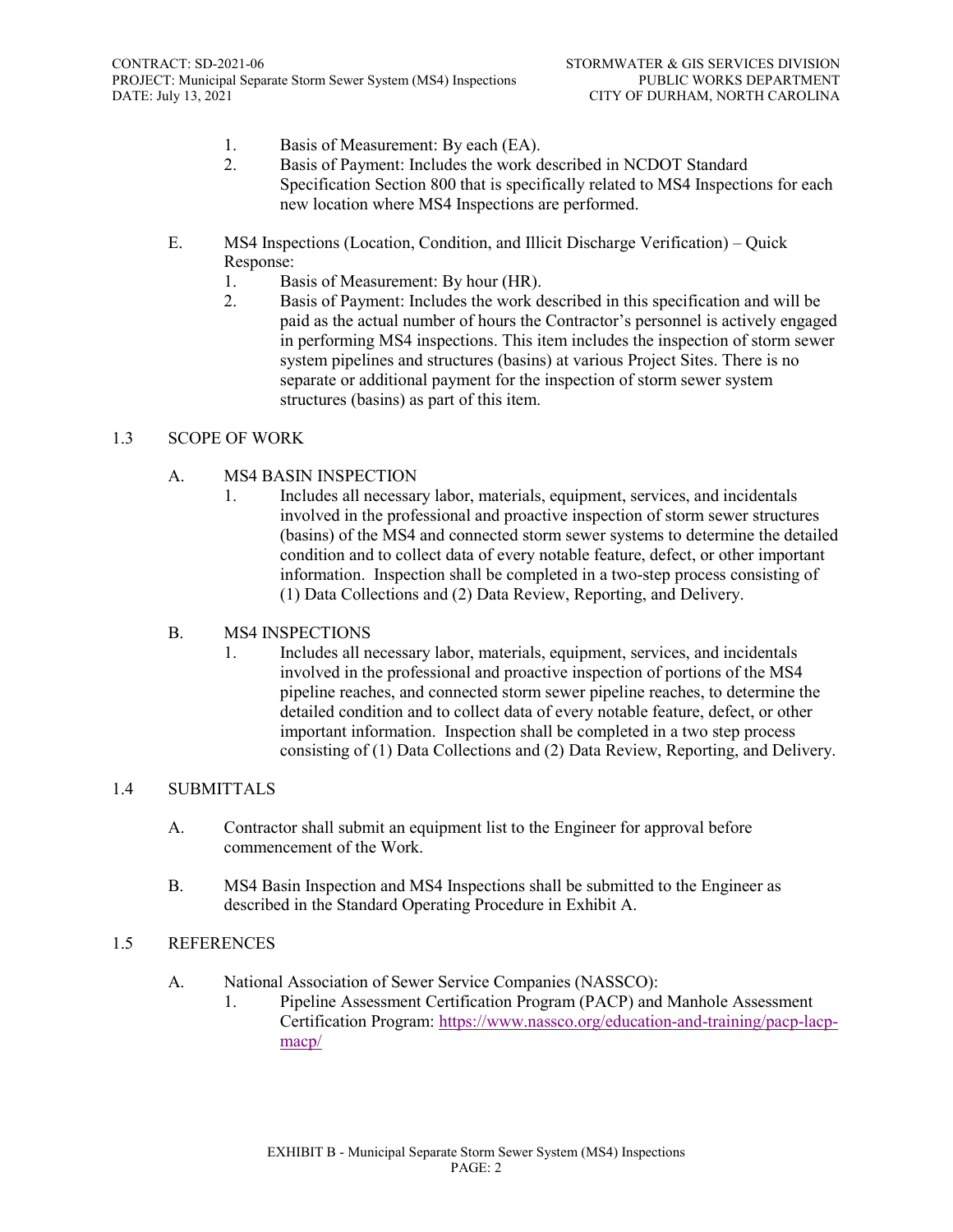1. Basis of Measurement: By each (EA).
2. Basis of Payment: Includes the work described in NCDOT Standard Specification Section 800 that is specifically related to MS4 Inspections for each new location where MS4 Inspections are performed.

E. MS4 Inspections (Location, Condition, and Illicit Discharge Verification) – Quick Response:

1. Basis of Measurement: By hour (HR).
2. Basis of Payment: Includes the work described in this specification and will be paid as the actual number of hours the Contractor's personnel is actively engaged in performing MS4 inspections. This item includes the inspection of storm sewer system pipelines and structures (basins) at various Project Sites. There is no separate or additional payment for the inspection of storm sewer system structures (basins) as part of this item.

## 1.3 SCOPE OF WORK

A. MS4 BASIN INSPECTION

1. Includes all necessary labor, materials, equipment, services, and incidentals involved in the professional and proactive inspection of storm sewer structures (basins) of the MS4 and connected storm sewer systems to determine the detailed condition and to collect data of every notable feature, defect, or other important information. Inspection shall be completed in a two-step process consisting of (1) Data Collections and (2) Data Review, Reporting, and Delivery.

B. MS4 INSPECTIONS

1. Includes all necessary labor, materials, equipment, services, and incidentals involved in the professional and proactive inspection of portions of the MS4 pipeline reaches, and connected storm sewer pipeline reaches, to determine the detailed condition and to collect data of every notable feature, defect, or other important information. Inspection shall be completed in a two step process consisting of (1) Data Collections and (2) Data Review, Reporting, and Delivery.

## 1.4 SUBMITTALS

A. Contractor shall submit an equipment list to the Engineer for approval before commencement of the Work.

B. MS4 Basin Inspection and MS4 Inspections shall be submitted to the Engineer as described in the Standard Operating Procedure in Exhibit A.

## 1.5 REFERENCES

A. National Association of Sewer Service Companies (NASSCO):

1. Pipeline Assessment Certification Program (PACP) and Manhole Assessment Certification Program: [https://www.nassco.org/education-and-training/pacp-lacp-macp/](https://www.nassco.org/education-and-training/pacp-lacp-macp/)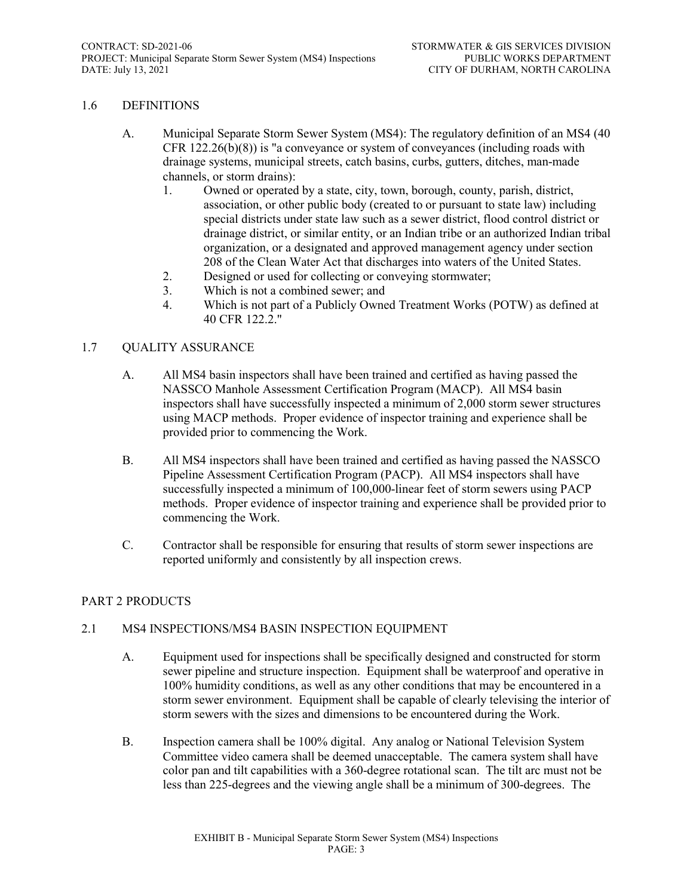## 1.6 DEFINITIONS

A. Municipal Separate Storm Sewer System (MS4): The regulatory definition of an MS4 (40 CFR 122.26(b)(8)) is "a conveyance or system of conveyances (including roads with drainage systems, municipal streets, catch basins, curbs, gutters, ditches, man-made channels, or storm drains):

1. Owned or operated by a state, city, town, borough, county, parish, district, association, or other public body (created to or pursuant to state law) including special districts under state law such as a sewer district, flood control district or drainage district, or similar entity, or an Indian tribe or an authorized Indian tribal organization, or a designated and approved management agency under section 208 of the Clean Water Act that discharges into waters of the United States.
2. Designed or used for collecting or conveying stormwater;
3. Which is not a combined sewer; and
4. Which is not part of a Publicly Owned Treatment Works (POTW) as defined at 40 CFR 122.2."

## 1.7 QUALITY ASSURANCE

A. All MS4 basin inspectors shall have been trained and certified as having passed the NASSCO Manhole Assessment Certification Program (MACP). All MS4 basin inspectors shall have successfully inspected a minimum of 2,000 storm sewer structures using MACP methods. Proper evidence of inspector training and experience shall be provided prior to commencing the Work.

B. All MS4 inspectors shall have been trained and certified as having passed the NASSCO Pipeline Assessment Certification Program (PACP). All MS4 inspectors shall have successfully inspected a minimum of 100,000-linear feet of storm sewers using PACP methods. Proper evidence of inspector training and experience shall be provided prior to commencing the Work.

C. Contractor shall be responsible for ensuring that results of storm sewer inspections are reported uniformly and consistently by all inspection crews.

# PART 2 PRODUCTS

## 2.1 MS4 INSPECTIONS/MS4 BASIN INSPECTION EQUIPMENT

A. Equipment used for inspections shall be specifically designed and constructed for storm sewer pipeline and structure inspection. Equipment shall be waterproof and operative in 100% humidity conditions, as well as any other conditions that may be encountered in a storm sewer environment. Equipment shall be capable of clearly televising the interior of storm sewers with the sizes and dimensions to be encountered during the Work.

B. Inspection camera shall be 100% digital. Any analog or National Television System Committee video camera shall be deemed unacceptable. The camera system shall have color pan and tilt capabilities with a 360-degree rotational scan. The tilt arc must not be less than 225-degrees and the viewing angle shall be a minimum of 300-degrees. The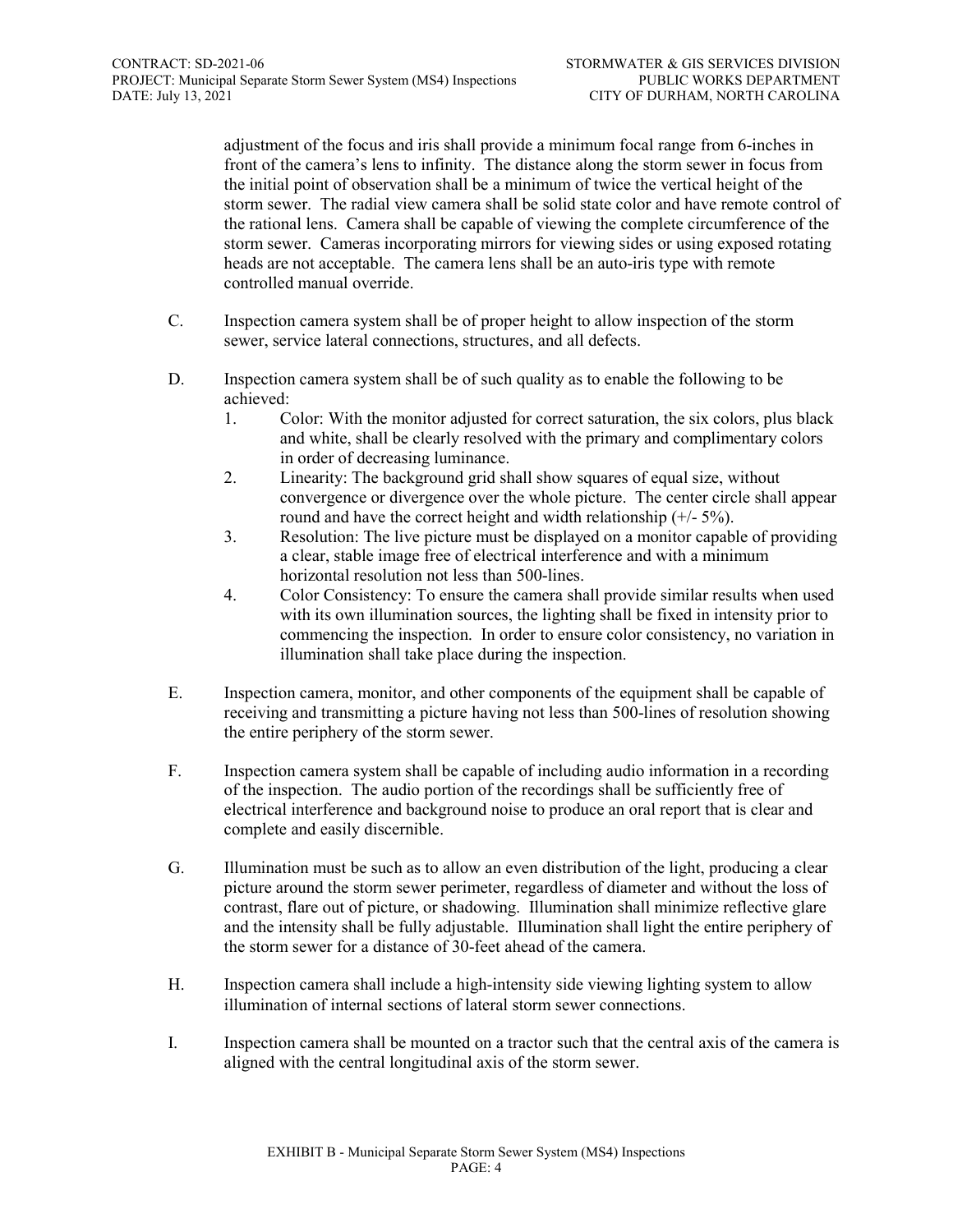adjustment of the focus and iris shall provide a minimum focal range from 6-inches in front of the camera's lens to infinity. The distance along the storm sewer in focus from the initial point of observation shall be a minimum of twice the vertical height of the storm sewer. The radial view camera shall be solid state color and have remote control of the rational lens. Camera shall be capable of viewing the complete circumference of the storm sewer. Cameras incorporating mirrors for viewing sides or using exposed rotating heads are not acceptable. The camera lens shall be an auto-iris type with remote controlled manual override.

C. Inspection camera system shall be of proper height to allow inspection of the storm sewer, service lateral connections, structures, and all defects.

D. Inspection camera system shall be of such quality as to enable the following to be achieved:

1. Color: With the monitor adjusted for correct saturation, the six colors, plus black and white, shall be clearly resolved with the primary and complimentary colors in order of decreasing luminance.
2. Linearity: The background grid shall show squares of equal size, without convergence or divergence over the whole picture. The center circle shall appear round and have the correct height and width relationship (+/- 5%).
3. Resolution: The live picture must be displayed on a monitor capable of providing a clear, stable image free of electrical interference and with a minimum horizontal resolution not less than 500-lines.
4. Color Consistency: To ensure the camera shall provide similar results when used with its own illumination sources, the lighting shall be fixed in intensity prior to commencing the inspection. In order to ensure color consistency, no variation in illumination shall take place during the inspection.

E. Inspection camera, monitor, and other components of the equipment shall be capable of receiving and transmitting a picture having not less than 500-lines of resolution showing the entire periphery of the storm sewer.

F. Inspection camera system shall be capable of including audio information in a recording of the inspection. The audio portion of the recordings shall be sufficiently free of electrical interference and background noise to produce an oral report that is clear and complete and easily discernible.

G. Illumination must be such as to allow an even distribution of the light, producing a clear picture around the storm sewer perimeter, regardless of diameter and without the loss of contrast, flare out of picture, or shadowing. Illumination shall minimize reflective glare and the intensity shall be fully adjustable. Illumination shall light the entire periphery of the storm sewer for a distance of 30-feet ahead of the camera.

H. Inspection camera shall include a high-intensity side viewing lighting system to allow illumination of internal sections of lateral storm sewer connections.

I. Inspection camera shall be mounted on a tractor such that the central axis of the camera is aligned with the central longitudinal axis of the storm sewer.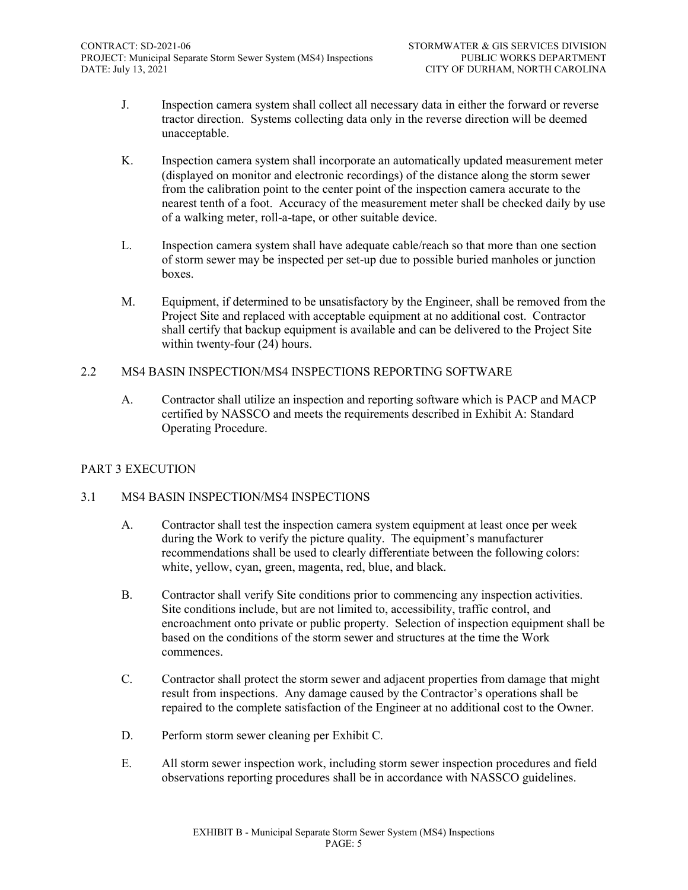J. Inspection camera system shall collect all necessary data in either the forward or reverse tractor direction. Systems collecting data only in the reverse direction will be deemed unacceptable.

K. Inspection camera system shall incorporate an automatically updated measurement meter (displayed on monitor and electronic recordings) of the distance along the storm sewer from the calibration point to the center point of the inspection camera accurate to the nearest tenth of a foot. Accuracy of the measurement meter shall be checked daily by use of a walking meter, roll-a-tape, or other suitable device.

L. Inspection camera system shall have adequate cable/reach so that more than one section of storm sewer may be inspected per set-up due to possible buried manholes or junction boxes.

M. Equipment, if determined to be unsatisfactory by the Engineer, shall be removed from the Project Site and replaced with acceptable equipment at no additional cost. Contractor shall certify that backup equipment is available and can be delivered to the Project Site within twenty-four (24) hours.

### 2.2 MS4 BASIN INSPECTION/MS4 INSPECTIONS REPORTING SOFTWARE

A. Contractor shall utilize an inspection and reporting software which is PACP and MACP certified by NASSCO and meets the requirements described in Exhibit A: Standard Operating Procedure.

## PART 3 EXECUTION

### 3.1 MS4 BASIN INSPECTION/MS4 INSPECTIONS

A. Contractor shall test the inspection camera system equipment at least once per week during the Work to verify the picture quality. The equipment's manufacturer recommendations shall be used to clearly differentiate between the following colors: white, yellow, cyan, green, magenta, red, blue, and black.

B. Contractor shall verify Site conditions prior to commencing any inspection activities. Site conditions include, but are not limited to, accessibility, traffic control, and encroachment onto private or public property. Selection of inspection equipment shall be based on the conditions of the storm sewer and structures at the time the Work commences.

C. Contractor shall protect the storm sewer and adjacent properties from damage that might result from inspections. Any damage caused by the Contractor's operations shall be repaired to the complete satisfaction of the Engineer at no additional cost to the Owner.

D. Perform storm sewer cleaning per Exhibit C.

E. All storm sewer inspection work, including storm sewer inspection procedures and field observations reporting procedures shall be in accordance with NASSCO guidelines.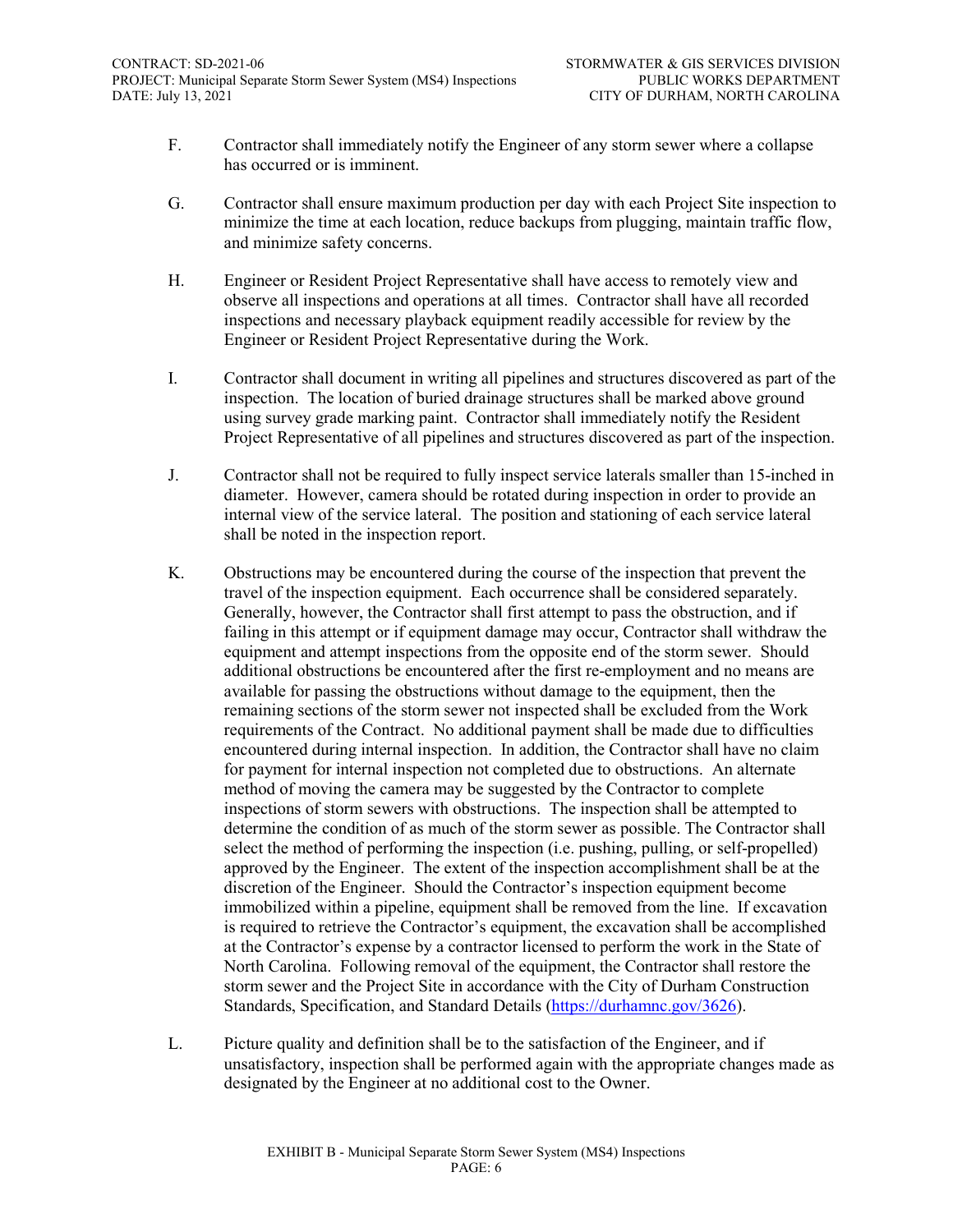F. Contractor shall immediately notify the Engineer of any storm sewer where a collapse has occurred or is imminent.

G. Contractor shall ensure maximum production per day with each Project Site inspection to minimize the time at each location, reduce backups from plugging, maintain traffic flow, and minimize safety concerns.

H. Engineer or Resident Project Representative shall have access to remotely view and observe all inspections and operations at all times. Contractor shall have all recorded inspections and necessary playback equipment readily accessible for review by the Engineer or Resident Project Representative during the Work.

I. Contractor shall document in writing all pipelines and structures discovered as part of the inspection. The location of buried drainage structures shall be marked above ground using survey grade marking paint. Contractor shall immediately notify the Resident Project Representative of all pipelines and structures discovered as part of the inspection.

J. Contractor shall not be required to fully inspect service laterals smaller than 15-inched in diameter. However, camera should be rotated during inspection in order to provide an internal view of the service lateral. The position and stationing of each service lateral shall be noted in the inspection report.

K. Obstructions may be encountered during the course of the inspection that prevent the travel of the inspection equipment. Each occurrence shall be considered separately. Generally, however, the Contractor shall first attempt to pass the obstruction, and if failing in this attempt or if equipment damage may occur, Contractor shall withdraw the equipment and attempt inspections from the opposite end of the storm sewer. Should additional obstructions be encountered after the first re-employment and no means are available for passing the obstructions without damage to the equipment, then the remaining sections of the storm sewer not inspected shall be excluded from the Work requirements of the Contract. No additional payment shall be made due to difficulties encountered during internal inspection. In addition, the Contractor shall have no claim for payment for internal inspection not completed due to obstructions. An alternate method of moving the camera may be suggested by the Contractor to complete inspections of storm sewers with obstructions. The inspection shall be attempted to determine the condition of as much of the storm sewer as possible. The Contractor shall select the method of performing the inspection (i.e. pushing, pulling, or self-propelled) approved by the Engineer. The extent of the inspection accomplishment shall be at the discretion of the Engineer. Should the Contractor's inspection equipment become immobilized within a pipeline, equipment shall be removed from the line. If excavation is required to retrieve the Contractor's equipment, the excavation shall be accomplished at the Contractor's expense by a contractor licensed to perform the work in the State of North Carolina. Following removal of the equipment, the Contractor shall restore the storm sewer and the Project Site in accordance with the City of Durham Construction Standards, Specification, and Standard Details (https://durhamnc.gov/3626).

L. Picture quality and definition shall be to the satisfaction of the Engineer, and if unsatisfactory, inspection shall be performed again with the appropriate changes made as designated by the Engineer at no additional cost to the Owner.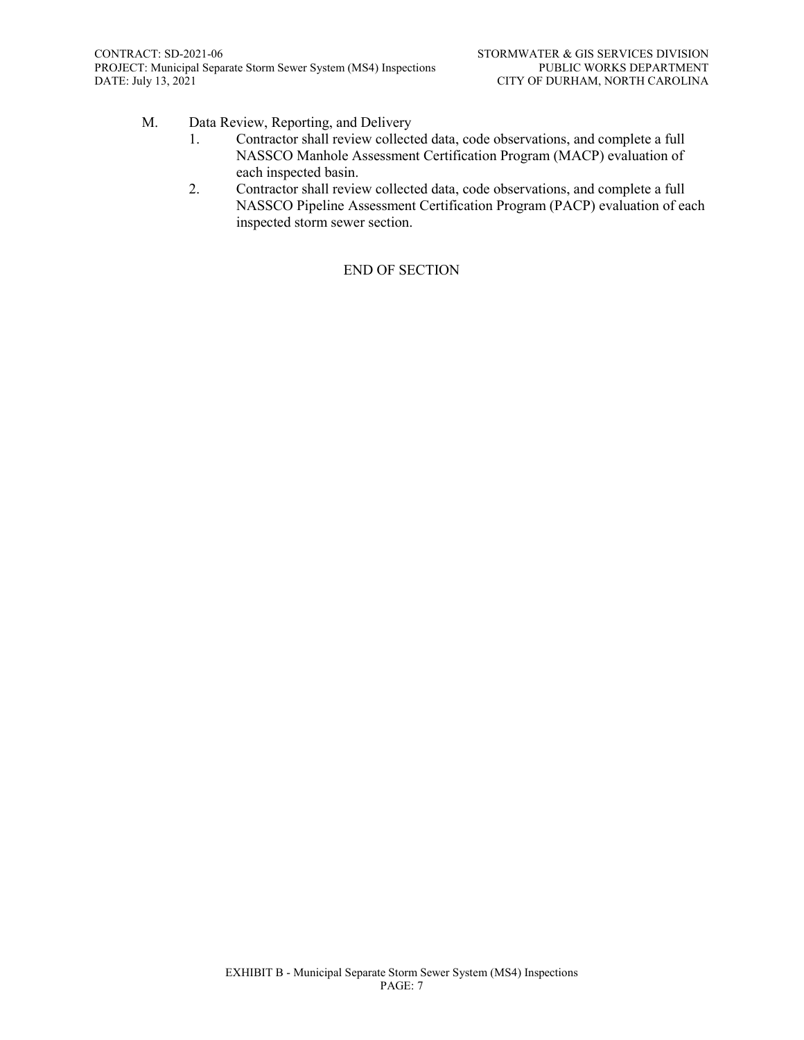M. Data Review, Reporting, and Delivery

1. Contractor shall review collected data, code observations, and complete a full NASSCO Manhole Assessment Certification Program (MACP) evaluation of each inspected basin.
2. Contractor shall review collected data, code observations, and complete a full NASSCO Pipeline Assessment Certification Program (PACP) evaluation of each inspected storm sewer section.

END OF SECTION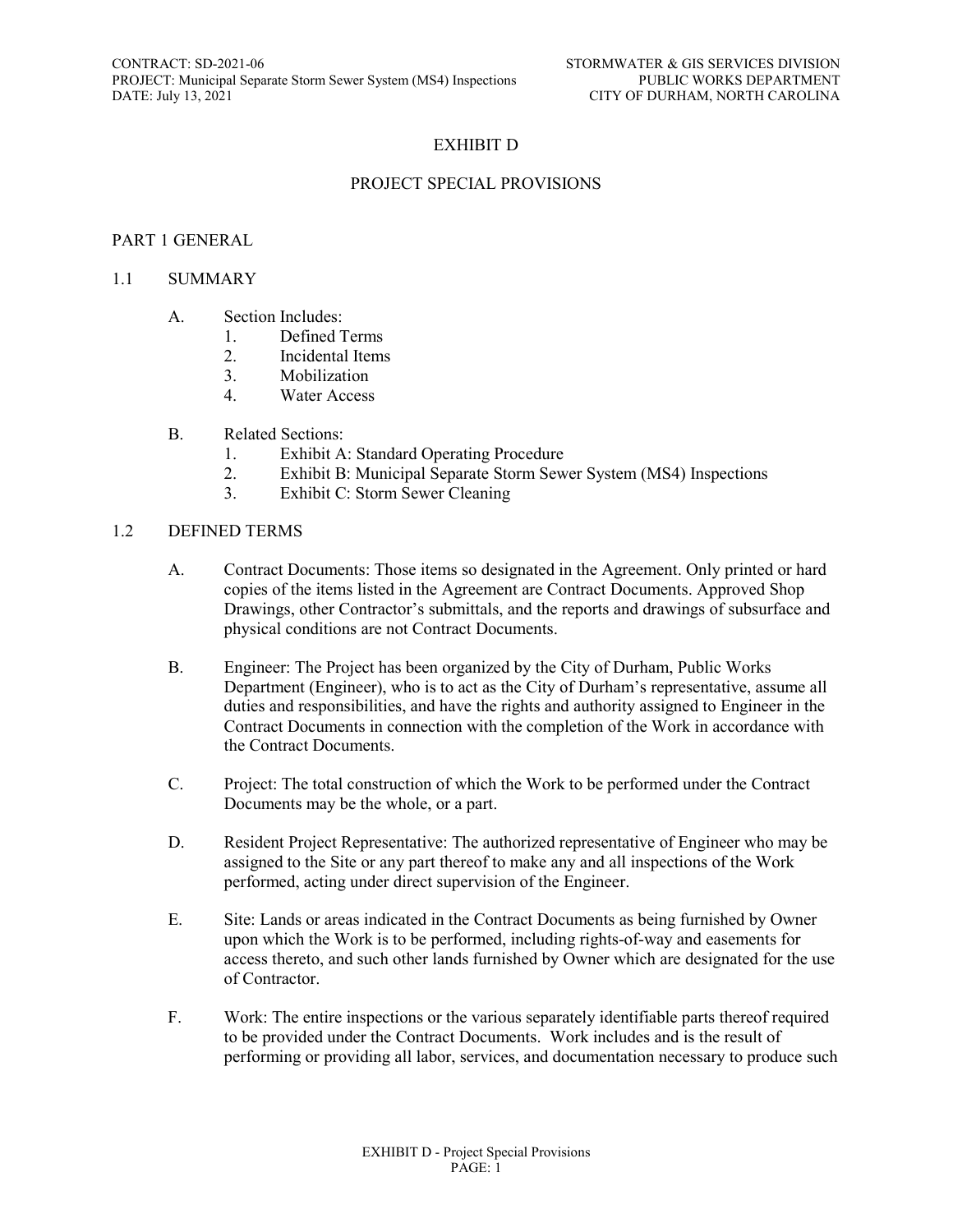# EXHIBIT D

## PROJECT SPECIAL PROVISIONS

### PART 1 GENERAL

#### 1.1 SUMMARY

A. Section Includes:
   1. Defined Terms
   2. Incidental Items
   3. Mobilization
   4. Water Access

B. Related Sections:
   1. Exhibit A: Standard Operating Procedure
   2. Exhibit B: Municipal Separate Storm Sewer System (MS4) Inspections
   3. Exhibit C: Storm Sewer Cleaning

#### 1.2 DEFINED TERMS

A. Contract Documents: Those items so designated in the Agreement. Only printed or hard copies of the items listed in the Agreement are Contract Documents. Approved Shop Drawings, other Contractor's submittals, and the reports and drawings of subsurface and physical conditions are not Contract Documents.

B. Engineer: The Project has been organized by the City of Durham, Public Works Department (Engineer), who is to act as the City of Durham's representative, assume all duties and responsibilities, and have the rights and authority assigned to Engineer in the Contract Documents in connection with the completion of the Work in accordance with the Contract Documents.

C. Project: The total construction of which the Work to be performed under the Contract Documents may be the whole, or a part.

D. Resident Project Representative: The authorized representative of Engineer who may be assigned to the Site or any part thereof to make any and all inspections of the Work performed, acting under direct supervision of the Engineer.

E. Site: Lands or areas indicated in the Contract Documents as being furnished by Owner upon which the Work is to be performed, including rights-of-way and easements for access thereto, and such other lands furnished by Owner which are designated for the use of Contractor.

F. Work: The entire inspections or the various separately identifiable parts thereof required to be provided under the Contract Documents. Work includes and is the result of performing or providing all labor, services, and documentation necessary to produce such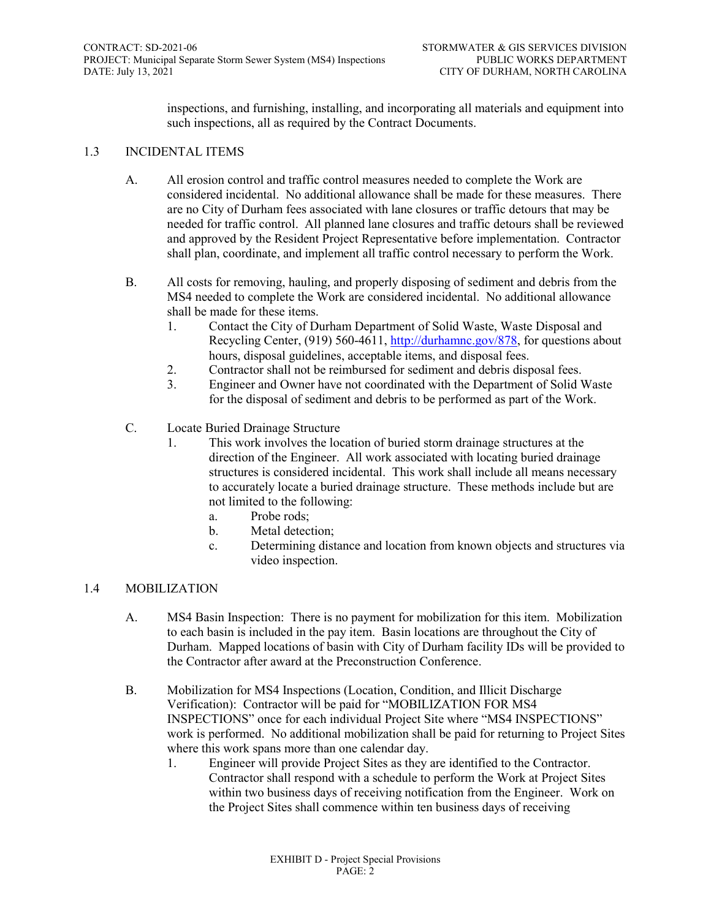inspections, and furnishing, installing, and incorporating all materials and equipment into such inspections, all as required by the Contract Documents.

## 1.3 INCIDENTAL ITEMS

A. All erosion control and traffic control measures needed to complete the Work are considered incidental. No additional allowance shall be made for these measures. There are no City of Durham fees associated with lane closures or traffic detours that may be needed for traffic control. All planned lane closures and traffic detours shall be reviewed and approved by the Resident Project Representative before implementation. Contractor shall plan, coordinate, and implement all traffic control necessary to perform the Work.

B. All costs for removing, hauling, and properly disposing of sediment and debris from the MS4 needed to complete the Work are considered incidental. No additional allowance shall be made for these items.
   1. Contact the City of Durham Department of Solid Waste, Waste Disposal and Recycling Center, (919) 560-4611, http://durhamnc.gov/878, for questions about hours, disposal guidelines, acceptable items, and disposal fees.
   2. Contractor shall not be reimbursed for sediment and debris disposal fees.
   3. Engineer and Owner have not coordinated with the Department of Solid Waste for the disposal of sediment and debris to be performed as part of the Work.

C. Locate Buried Drainage Structure
   1. This work involves the location of buried storm drainage structures at the direction of the Engineer. All work associated with locating buried drainage structures is considered incidental. This work shall include all means necessary to accurately locate a buried drainage structure. These methods include but are not limited to the following:
      a. Probe rods;
      b. Metal detection;
      c. Determining distance and location from known objects and structures via video inspection.

## 1.4 MOBILIZATION

A. MS4 Basin Inspection: There is no payment for mobilization for this item. Mobilization to each basin is included in the pay item. Basin locations are throughout the City of Durham. Mapped locations of basin with City of Durham facility IDs will be provided to the Contractor after award at the Preconstruction Conference.

B. Mobilization for MS4 Inspections (Location, Condition, and Illicit Discharge Verification): Contractor will be paid for "MOBILIZATION FOR MS4 INSPECTIONS" once for each individual Project Site where "MS4 INSPECTIONS" work is performed. No additional mobilization shall be paid for returning to Project Sites where this work spans more than one calendar day.
   1. Engineer will provide Project Sites as they are identified to the Contractor. Contractor shall respond with a schedule to perform the Work at Project Sites within two business days of receiving notification from the Engineer. Work on the Project Sites shall commence within ten business days of receiving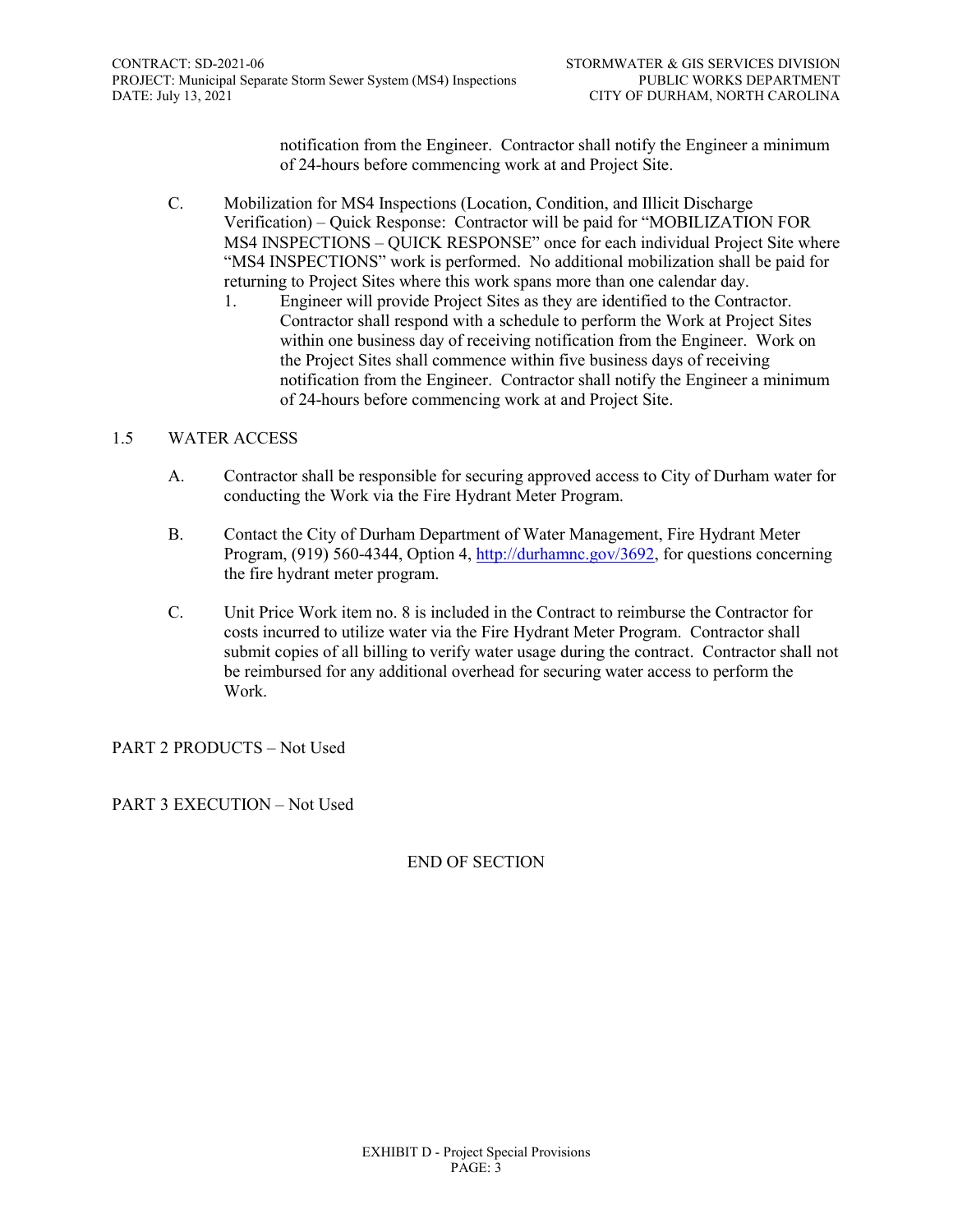notification from the Engineer. Contractor shall notify the Engineer a minimum of 24-hours before commencing work at and Project Site.

C. Mobilization for MS4 Inspections (Location, Condition, and Illicit Discharge Verification) – Quick Response: Contractor will be paid for "MOBILIZATION FOR MS4 INSPECTIONS – QUICK RESPONSE" once for each individual Project Site where "MS4 INSPECTIONS" work is performed. No additional mobilization shall be paid for returning to Project Sites where this work spans more than one calendar day.

   1. Engineer will provide Project Sites as they are identified to the Contractor. Contractor shall respond with a schedule to perform the Work at Project Sites within one business day of receiving notification from the Engineer. Work on the Project Sites shall commence within five business days of receiving notification from the Engineer. Contractor shall notify the Engineer a minimum of 24-hours before commencing work at and Project Site.

## 1.5 WATER ACCESS

A. Contractor shall be responsible for securing approved access to City of Durham water for conducting the Work via the Fire Hydrant Meter Program.

B. Contact the City of Durham Department of Water Management, Fire Hydrant Meter Program, (919) 560-4344, Option 4, http://durhamnc.gov/3692, for questions concerning the fire hydrant meter program.

C. Unit Price Work item no. 8 is included in the Contract to reimburse the Contractor for costs incurred to utilize water via the Fire Hydrant Meter Program. Contractor shall submit copies of all billing to verify water usage during the contract. Contractor shall not be reimbursed for any additional overhead for securing water access to perform the Work.

## PART 2 PRODUCTS – Not Used

## PART 3 EXECUTION – Not Used

END OF SECTION